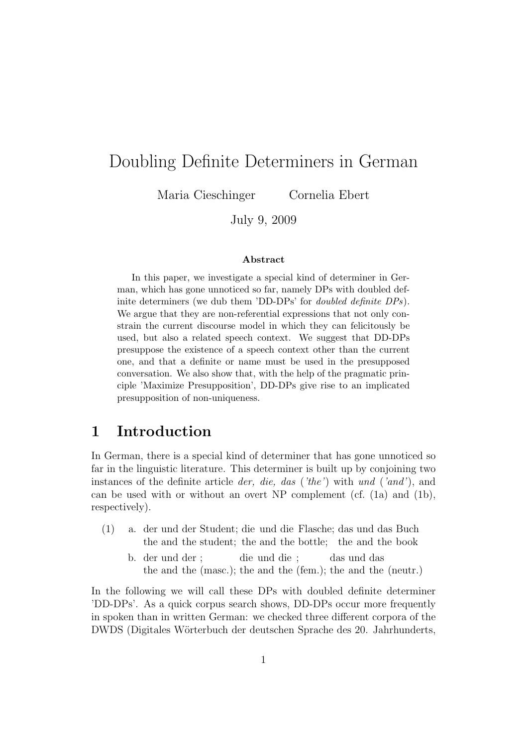# Doubling Definite Determiners in German

Maria Cieschinger  Cornelia Ebert

July 9, 2009

**Abstract**

In this paper, we investigate a special kind of determiner in German, which has gone unnoticed so far, namely DPs with doubled definite determiners (we dub them 'DD-DPs' for *doubled definite DPs*). We argue that they are non-referential expressions that not only constrain the current discourse model in which they can felicitously be used, but also a related speech context. We suggest that DD-DPs presuppose the existence of a speech context other than the current one, and that a definite or name must be used in the presupposed conversation. We also show that, with the help of the pragmatic principle 'Maximize Presupposition', DD-DPs give rise to an implicated presupposition of non-uniqueness.

## 1 Introduction

In German, there is a special kind of determiner that has gone unnoticed so far in the linguistic literature. This determiner is built up by conjoining two instances of the definite article *der, die, das* (*'the'*) with *und* (*'and'*), and can be used with or without an overt NP complement (cf. (1a) and (1b), respectively).

(1) a. der und der Student; die und die Flasche; das und das Buch
  the and the student; the and the bottle; the and the book

 b. der und der ; die und die ; das und das
  the and the (masc.); the and the (fem.); the and the (neutr.)

In the following we will call these DPs with doubled definite determiner 'DD-DPs'. As a quick corpus search shows, DD-DPs occur more frequently in spoken than in written German: we checked three different corpora of the DWDS (Digitales Wörterbuch der deutschen Sprache des 20. Jahrhunderts,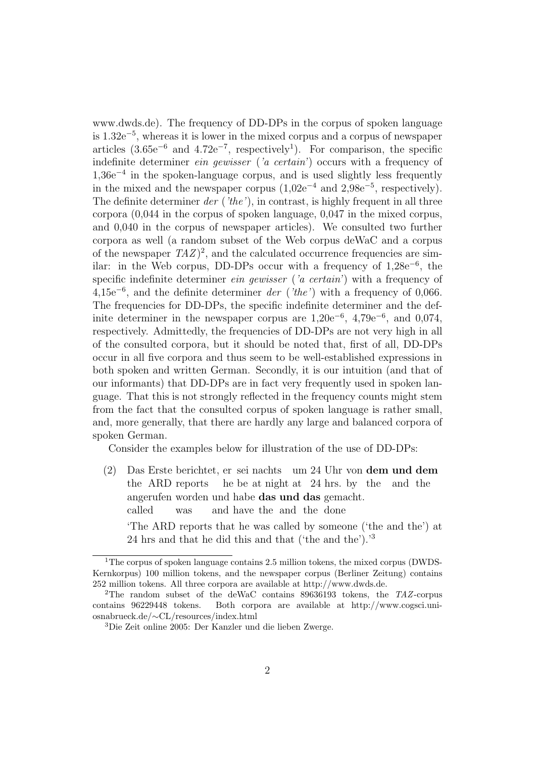www.dwds.de). The frequency of DD-DPs in the corpus of spoken language is $1.32e^{-5}$, whereas it is lower in the mixed corpus and a corpus of newspaper articles ($3.65e^{-6}$ and $4.72e^{-7}$, respectively[1]). For comparison, the specific indefinite determiner *ein gewisser* (*'a certain'*) occurs with a frequency of $1{,}36e^{-4}$ in the spoken-language corpus, and is used slightly less frequently in the mixed and the newspaper corpus ($1{,}02e^{-4}$ and $2{,}98e^{-5}$, respectively). The definite determiner *der* (*'the'*), in contrast, is highly frequent in all three corpora (0,044 in the corpus of spoken language, 0,047 in the mixed corpus, and 0,040 in the corpus of newspaper articles). We consulted two further corpora as well (a random subset of the Web corpus deWaC and a corpus of the newspaper *TAZ*)[2], and the calculated occurrence frequencies are similar: in the Web corpus, DD-DPs occur with a frequency of $1{,}28e^{-6}$, the specific indefinite determiner *ein gewisser* (*'a certain'*) with a frequency of $4{,}15e^{-6}$, and the definite determiner *der* (*'the'*) with a frequency of 0,066. The frequencies for DD-DPs, the specific indefinite determiner and the definite determiner in the newspaper corpus are $1{,}20e^{-6}$, $4{,}79e^{-6}$, and 0,074, respectively. Admittedly, the frequencies of DD-DPs are not very high in all of the consulted corpora, but it should be noted that, first of all, DD-DPs occur in all five corpora and thus seem to be well-established expressions in both spoken and written German. Secondly, it is our intuition (and that of our informants) that DD-DPs are in fact very frequently used in spoken language. That this is not strongly reflected in the frequency counts might stem from the fact that the consulted corpus of spoken language is rather small, and, more generally, that there are hardly any large and balanced corpora of spoken German.

Consider the examples below for illustration of the use of DD-DPs:

(2) Das Erste berichtet, er sei nachts um 24 Uhr von **dem und dem** angerufen worden und habe **das und das** gemacht.
the ARD reports he be at night at 24 hrs. by the and the called was and have the and the done
'The ARD reports that he was called by someone ('the and the') at 24 hrs and that he did this and that ('the and the').'[3]

---

[1] The corpus of spoken language contains 2.5 million tokens, the mixed corpus (DWDS-Kernkorpus) 100 million tokens, and the newspaper corpus (Berliner Zeitung) contains 252 million tokens. All three corpora are available at http://www.dwds.de.

[2] The random subset of the deWaC contains 89636193 tokens, the *TAZ*-corpus contains 96229448 tokens. Both corpora are available at http://www.cogsci.uni-osnabrueck.de/∼CL/resources/index.html

[3] Die Zeit online 2005: Der Kanzler und die lieben Zwerge.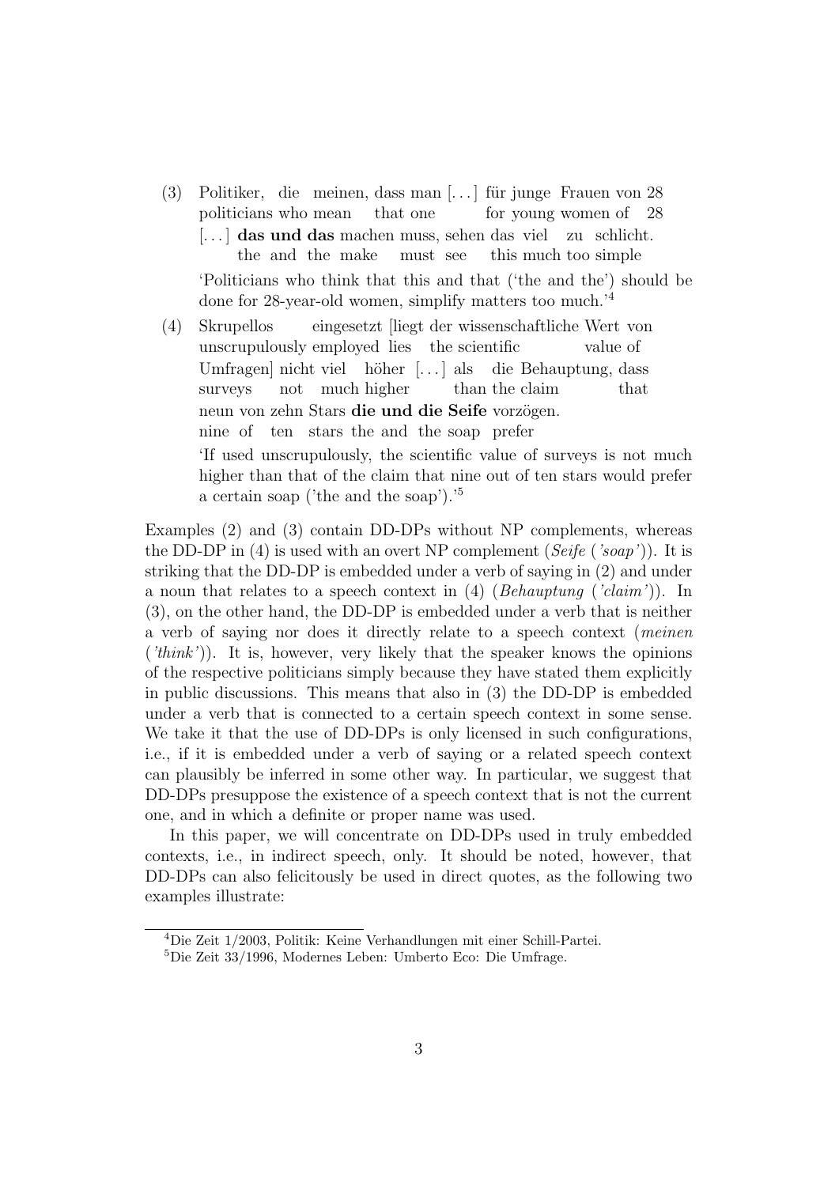(3) Politiker, die meinen, dass man [...] für junge Frauen von 28
politicians who mean that one for young women of 28
[...] **das und das** machen muss, sehen das viel zu schlicht.
the and the make must see this much too simple

'Politicians who think that this and that ('the and the') should be done for 28-year-old women, simplify matters too much.'[4]

(4) Skrupellos eingesetzt [liegt der wissenschaftliche Wert von
unscrupulously employed lies the scientific value of
Umfragen] nicht viel höher [...] als die Behauptung, dass
surveys not much higher than the claim that
neun von zehn Stars **die und die Seife** vorzögen.
nine of ten stars the and the soap prefer

'If used unscrupulously, the scientific value of surveys is not much higher than that of the claim that nine out of ten stars would prefer a certain soap ('the and the soap').'[5]

Examples (2) and (3) contain DD-DPs without NP complements, whereas the DD-DP in (4) is used with an overt NP complement (*Seife* (*'soap'*)). It is striking that the DD-DP is embedded under a verb of saying in (2) and under a noun that relates to a speech context in (4) (*Behauptung* (*'claim'*)). In (3), on the other hand, the DD-DP is embedded under a verb that is neither a verb of saying nor does it directly relate to a speech context (*meinen* (*'think'*)). It is, however, very likely that the speaker knows the opinions of the respective politicians simply because they have stated them explicitly in public discussions. This means that also in (3) the DD-DP is embedded under a verb that is connected to a certain speech context in some sense. We take it that the use of DD-DPs is only licensed in such configurations, i.e., if it is embedded under a verb of saying or a related speech context can plausibly be inferred in some other way. In particular, we suggest that DD-DPs presuppose the existence of a speech context that is not the current one, and in which a definite or proper name was used.

In this paper, we will concentrate on DD-DPs used in truly embedded contexts, i.e., in indirect speech, only. It should be noted, however, that DD-DPs can also felicitously be used in direct quotes, as the following two examples illustrate:

[4] Die Zeit 1/2003, Politik: Keine Verhandlungen mit einer Schill-Partei.

[5] Die Zeit 33/1996, Modernes Leben: Umberto Eco: Die Umfrage.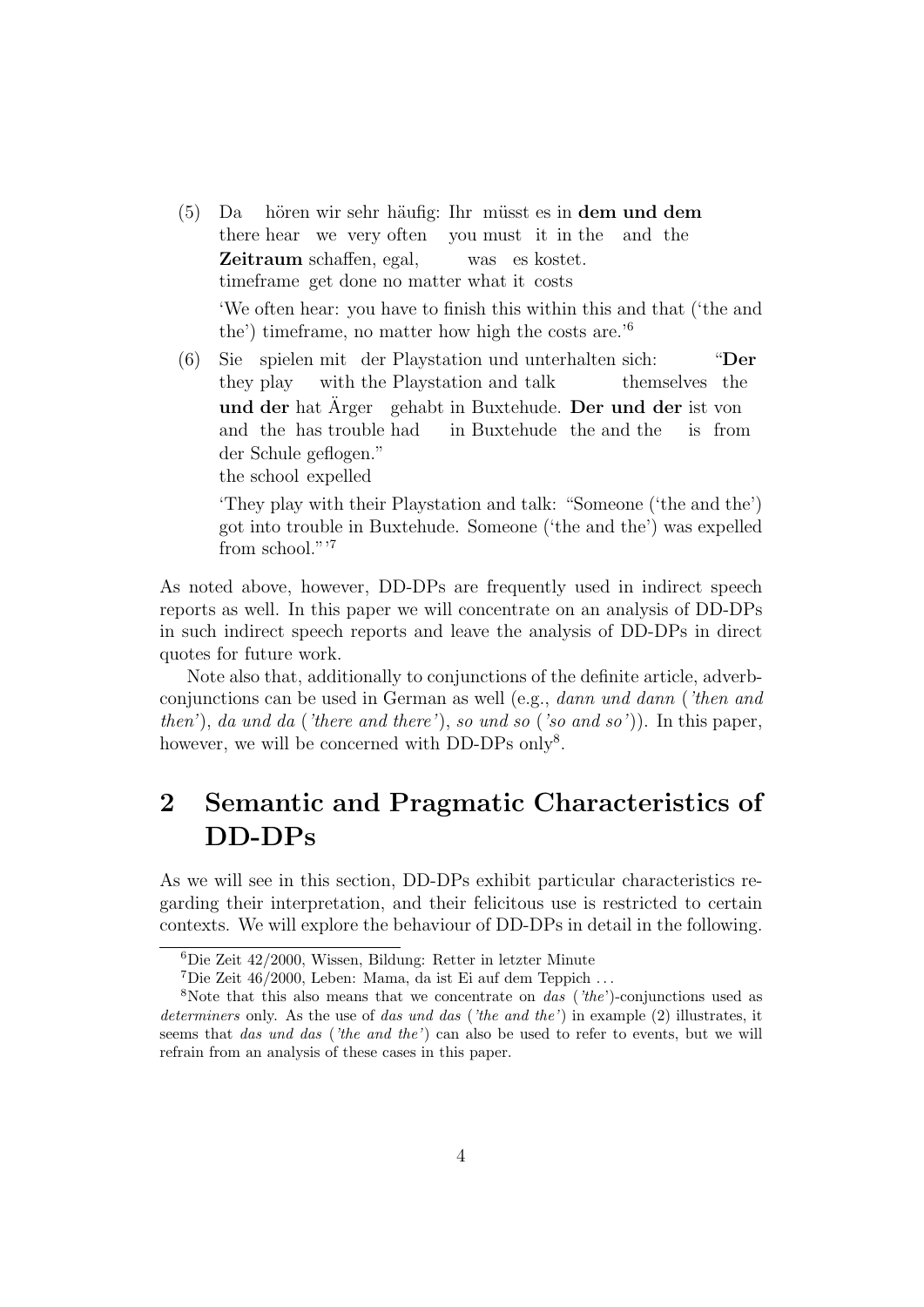(5) Da hören wir sehr häufig: Ihr müsst es in **dem und dem** **Zeitraum** schaffen, egal, was es kostet.
there hear we very often you must it in the and the timeframe get done no matter what it costs

'We often hear: you have to finish this within this and that ('the and the') timeframe, no matter how high the costs are.'[6]

(6) Sie spielen mit der Playstation und unterhalten sich: "**Der und der** hat Ärger gehabt in Buxtehude. **Der und der** ist von der Schule geflogen."
they play with the Playstation and talk themselves the and the has trouble had in Buxtehude the and the is from the school expelled

'They play with their Playstation and talk: "Someone ('the and the') got into trouble in Buxtehude. Someone ('the and the') was expelled from school."'[7]

As noted above, however, DD-DPs are frequently used in indirect speech reports as well. In this paper we will concentrate on an analysis of DD-DPs in such indirect speech reports and leave the analysis of DD-DPs in direct quotes for future work.

Note also that, additionally to conjunctions of the definite article, adverb-conjunctions can be used in German as well (e.g., *dann und dann* (*'then and then'*), *da und da* (*'there and there'*), *so und so* (*'so and so'*)). In this paper, however, we will be concerned with DD-DPs only[8].

## 2 Semantic and Pragmatic Characteristics of DD-DPs

As we will see in this section, DD-DPs exhibit particular characteristics regarding their interpretation, and their felicitous use is restricted to certain contexts. We will explore the behaviour of DD-DPs in detail in the following.

---

[6] Die Zeit 42/2000, Wissen, Bildung: Retter in letzter Minute

[7] Die Zeit 46/2000, Leben: Mama, da ist Ei auf dem Teppich ...

[8] Note that this also means that we concentrate on *das* (*'the'*)-conjunctions used as *determiners* only. As the use of *das und das* (*'the and the'*) in example (2) illustrates, it seems that *das und das* (*'the and the'*) can also be used to refer to events, but we will refrain from an analysis of these cases in this paper.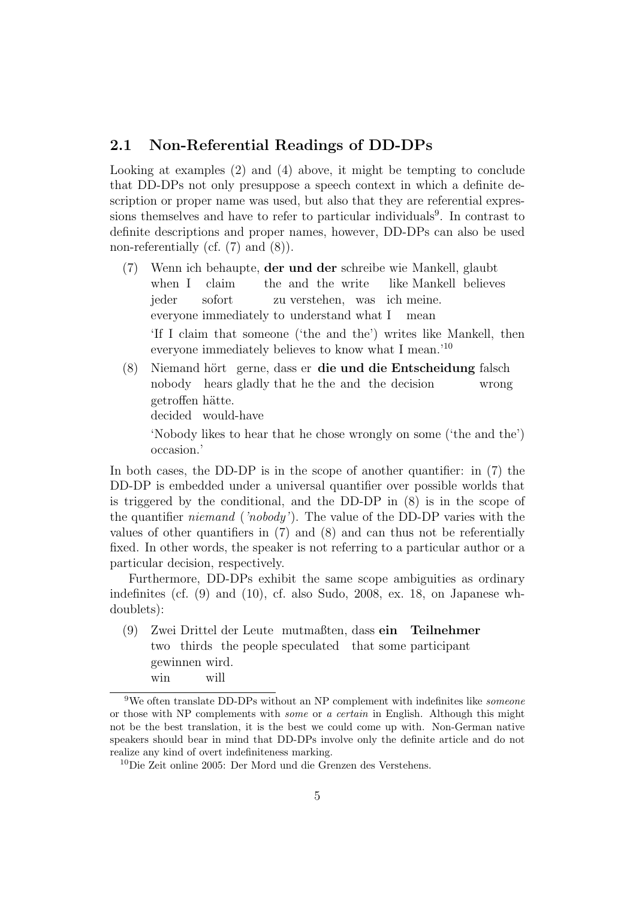## 2.1 Non-Referential Readings of DD-DPs

Looking at examples (2) and (4) above, it might be tempting to conclude that DD-DPs not only presuppose a speech context in which a definite description or proper name was used, but also that they are referential expressions themselves and have to refer to particular individuals[9]. In contrast to definite descriptions and proper names, however, DD-DPs can also be used non-referentially (cf. (7) and (8)).

(7) Wenn ich behaupte, **der und der** schreibe wie Mankell, glaubt
when I claim the and the write like Mankell believes
jeder sofort zu verstehen, was ich meine.
everyone immediately to understand what I mean

'If I claim that someone ('the and the') writes like Mankell, then everyone immediately believes to know what I mean.'[10]

(8) Niemand hört gerne, dass er **die und die Entscheidung** falsch
nobody hears gladly that he the and the decision wrong
getroffen hätte.
decided would-have

'Nobody likes to hear that he chose wrongly on some ('the and the') occasion.'

In both cases, the DD-DP is in the scope of another quantifier: in (7) the DD-DP is embedded under a universal quantifier over possible worlds that is triggered by the conditional, and the DD-DP in (8) is in the scope of the quantifier *niemand* (*'nobody'*). The value of the DD-DP varies with the values of other quantifiers in (7) and (8) and can thus not be referentially fixed. In other words, the speaker is not referring to a particular author or a particular decision, respectively.

Furthermore, DD-DPs exhibit the same scope ambiguities as ordinary indefinites (cf. (9) and (10), cf. also Sudo, 2008, ex. 18, on Japanese wh-doublets):

(9) Zwei Drittel der Leute mutmaßten, dass **ein Teilnehmer**
two thirds the people speculated that some participant
gewinnen wird.
win will

[9] We often translate DD-DPs without an NP complement with indefinites like *someone* or those with NP complements with *some* or *a certain* in English. Although this might not be the best translation, it is the best we could come up with. Non-German native speakers should bear in mind that DD-DPs involve only the definite article and do not realize any kind of overt indefiniteness marking.

[10] Die Zeit online 2005: Der Mord und die Grenzen des Verstehens.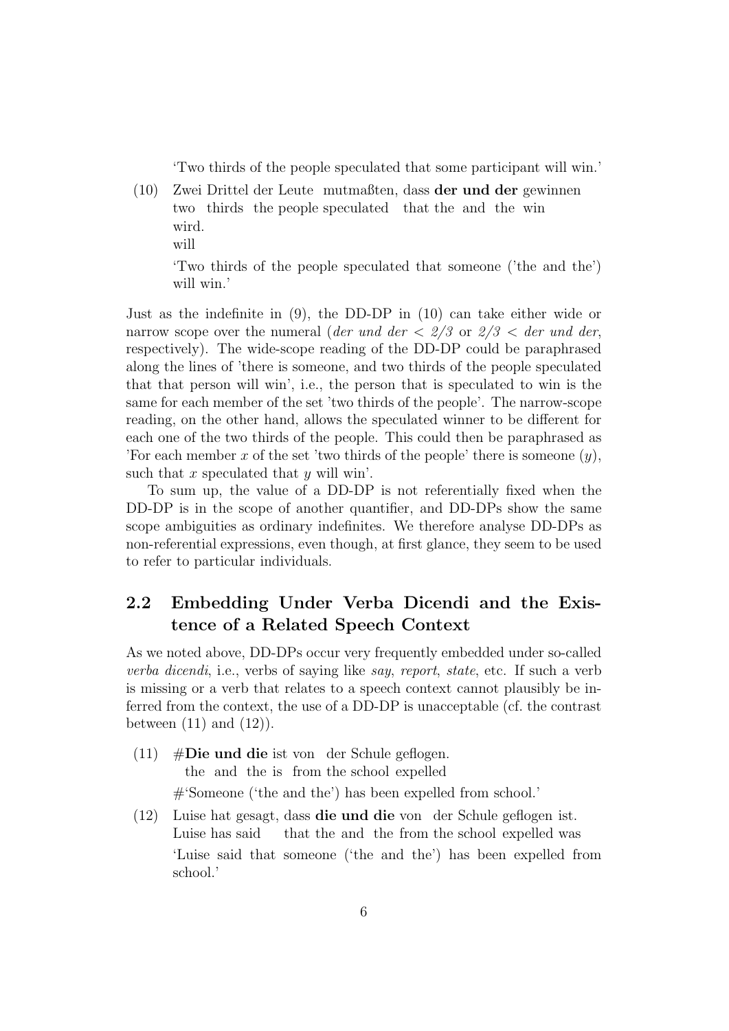'Two thirds of the people speculated that some participant will win.'

(10) Zwei Drittel der Leute mutmaßten, dass **der und der** gewinnen wird.
two thirds the people speculated that the and the win will
'Two thirds of the people speculated that someone ('the and the') will win.'

Just as the indefinite in (9), the DD-DP in (10) can take either wide or narrow scope over the numeral (*der und der < 2/3* or *2/3 < der und der*, respectively). The wide-scope reading of the DD-DP could be paraphrased along the lines of 'there is someone, and two thirds of the people speculated that that person will win', i.e., the person that is speculated to win is the same for each member of the set 'two thirds of the people'. The narrow-scope reading, on the other hand, allows the speculated winner to be different for each one of the two thirds of the people. This could then be paraphrased as 'For each member $x$ of the set 'two thirds of the people' there is someone ($y$), such that $x$ speculated that $y$ will win'.

To sum up, the value of a DD-DP is not referentially fixed when the DD-DP is in the scope of another quantifier, and DD-DPs show the same scope ambiguities as ordinary indefinites. We therefore analyse DD-DPs as non-referential expressions, even though, at first glance, they seem to be used to refer to particular individuals.

## 2.2 Embedding Under Verba Dicendi and the Existence of a Related Speech Context

As we noted above, DD-DPs occur very frequently embedded under so-called *verba dicendi*, i.e., verbs of saying like *say*, *report*, *state*, etc. If such a verb is missing or a verb that relates to a speech context cannot plausibly be inferred from the context, the use of a DD-DP is unacceptable (cf. the contrast between (11) and (12)).

(11) #**Die und die** ist von der Schule geflogen.
the and the is from the school expelled
#'Someone ('the and the') has been expelled from school.'

(12) Luise hat gesagt, dass **die und die** von der Schule geflogen ist.
Luise has said that the and the from the school expelled was
'Luise said that someone ('the and the') has been expelled from school.'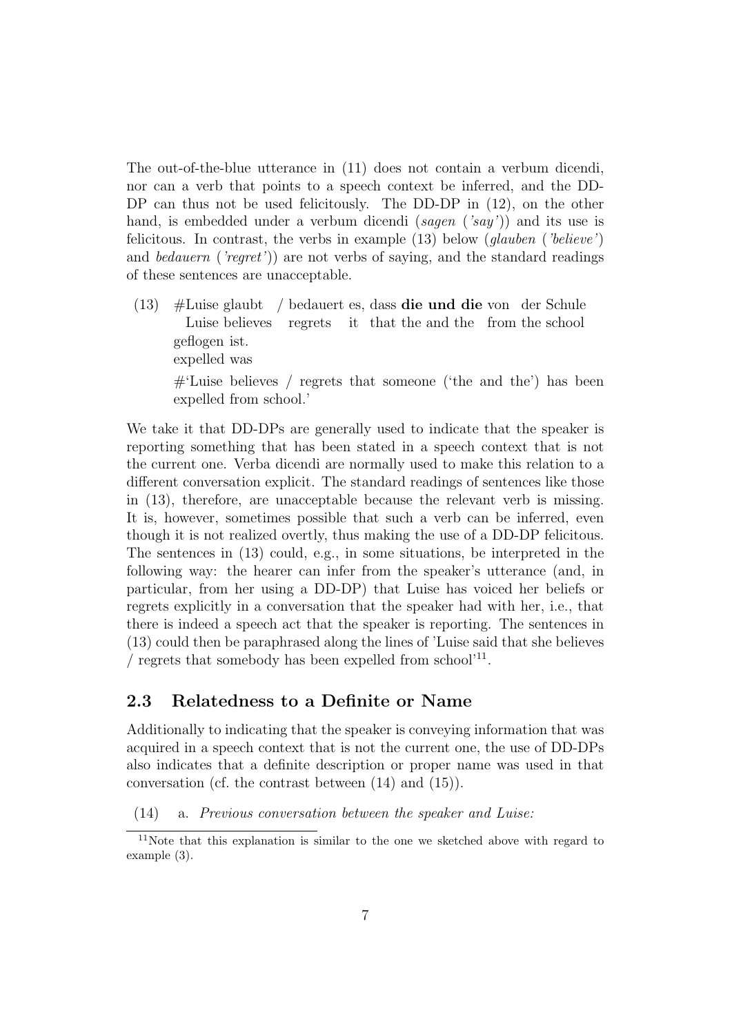The out-of-the-blue utterance in (11) does not contain a verbum dicendi, nor can a verb that points to a speech context be inferred, and the DD-DP can thus not be used felicitously. The DD-DP in (12), on the other hand, is embedded under a verbum dicendi (*sagen* (*'say'*)) and its use is felicitous. In contrast, the verbs in example (13) below (*glauben* (*'believe'*) and *bedauern* (*'regret'*)) are not verbs of saying, and the standard readings of these sentences are unacceptable.

(13) #Luise glaubt / bedauert es, dass **die und die** von der Schule geflogen ist.
  Luise believes regrets it that the and the from the school expelled was
  #'Luise believes / regrets that someone ('the and the') has been expelled from school.'

We take it that DD-DPs are generally used to indicate that the speaker is reporting something that has been stated in a speech context that is not the current one. Verba dicendi are normally used to make this relation to a different conversation explicit. The standard readings of sentences like those in (13), therefore, are unacceptable because the relevant verb is missing. It is, however, sometimes possible that such a verb can be inferred, even though it is not realized overtly, thus making the use of a DD-DP felicitous. The sentences in (13) could, e.g., in some situations, be interpreted in the following way: the hearer can infer from the speaker's utterance (and, in particular, from her using a DD-DP) that Luise has voiced her beliefs or regrets explicitly in a conversation that the speaker had with her, i.e., that there is indeed a speech act that the speaker is reporting. The sentences in (13) could then be paraphrased along the lines of 'Luise said that she believes / regrets that somebody has been expelled from school'[11].

## 2.3 Relatedness to a Definite or Name

Additionally to indicating that the speaker is conveying information that was acquired in a speech context that is not the current one, the use of DD-DPs also indicates that a definite description or proper name was used in that conversation (cf. the contrast between (14) and (15)).

(14) a. *Previous conversation between the speaker and Luise:*

[11]Note that this explanation is similar to the one we sketched above with regard to example (3).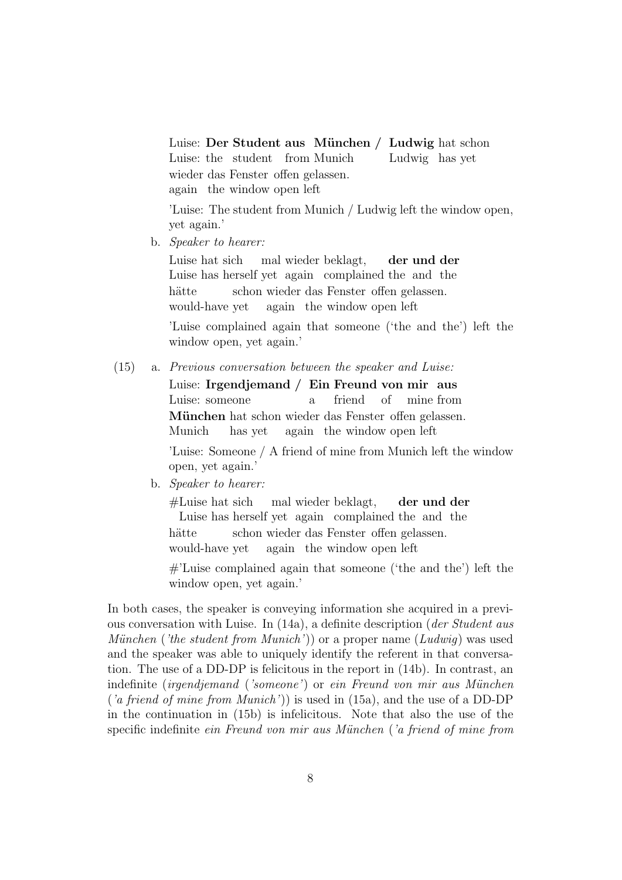Luise: **Der Student aus München / Ludwig** hat schon
Luise: the student from Munich Ludwig has yet
wieder das Fenster offen gelassen.
again the window open left

'Luise: The student from Munich / Ludwig left the window open, yet again.'

b. *Speaker to hearer:*

Luise hat sich mal wieder beklagt, **der und der**
Luise has herself yet again complained the and the
hätte schon wieder das Fenster offen gelassen.
would-have yet again the window open left

'Luise complained again that someone ('the and the') left the window open, yet again.'

(15) a. *Previous conversation between the speaker and Luise:*

Luise: **Irgendjemand / Ein Freund von mir aus München** hat schon wieder das Fenster offen gelassen.
Luise: someone a friend of mine from Munich has yet again the window open left

'Luise: Someone / A friend of mine from Munich left the window open, yet again.'

b. *Speaker to hearer:*

#Luise hat sich mal wieder beklagt, **der und der**
Luise has herself yet again complained the and the
hätte schon wieder das Fenster offen gelassen.
would-have yet again the window open left

#'Luise complained again that someone ('the and the') left the window open, yet again.'

In both cases, the speaker is conveying information she acquired in a previous conversation with Luise. In (14a), a definite description (*der Student aus München* (*'the student from Munich'*)) or a proper name (*Ludwig*) was used and the speaker was able to uniquely identify the referent in that conversation. The use of a DD-DP is felicitous in the report in (14b). In contrast, an indefinite (*irgendjemand* (*'someone'*) or *ein Freund von mir aus München* (*'a friend of mine from Munich'*)) is used in (15a), and the use of a DD-DP in the continuation in (15b) is infelicitous. Note that also the use of the specific indefinite *ein Freund von mir aus München* (*'a friend of mine from*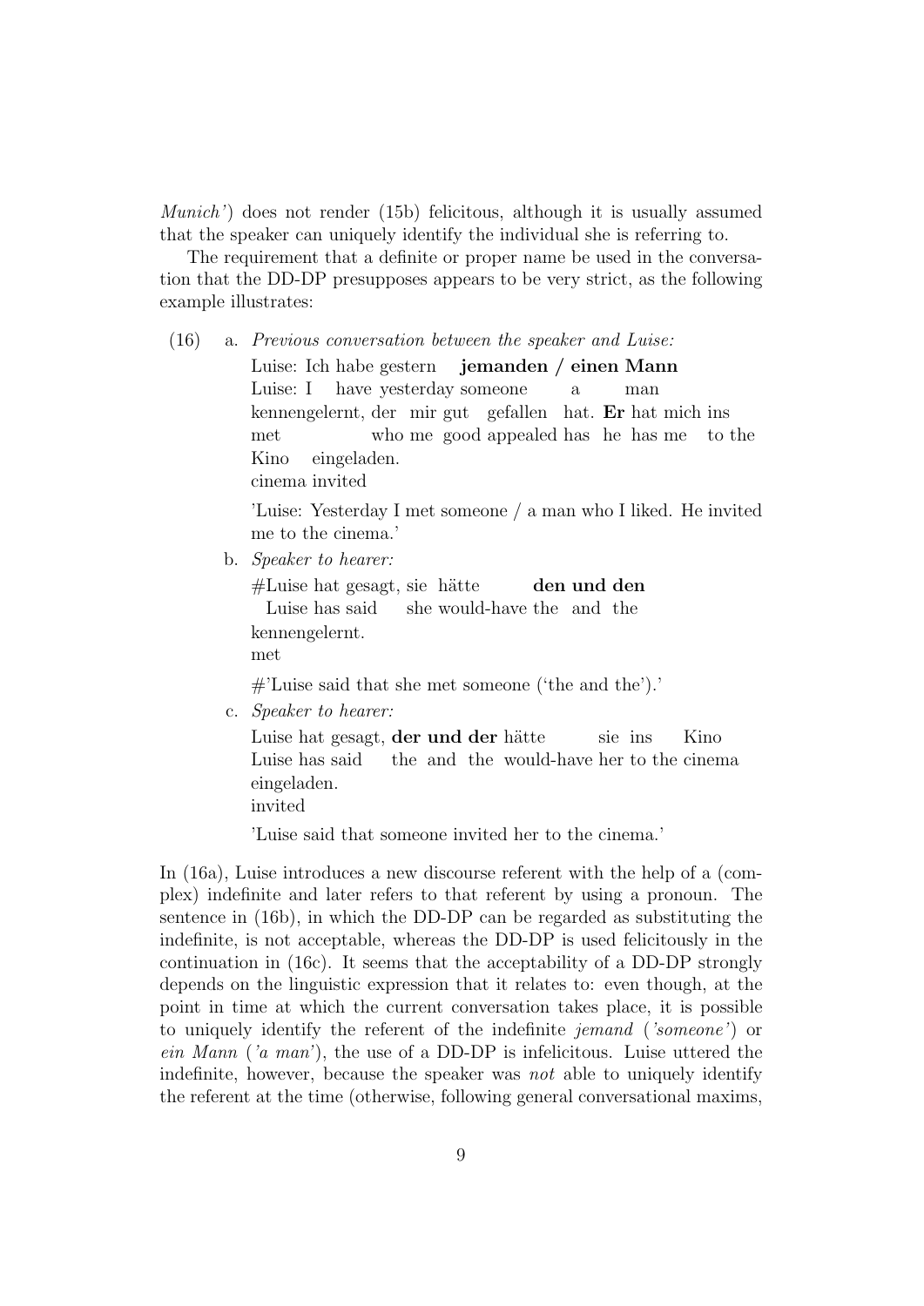*Munich'*) does not render (15b) felicitous, although it is usually assumed that the speaker can uniquely identify the individual she is referring to.

The requirement that a definite or proper name be used in the conversation that the DD-DP presupposes appears to be very strict, as the following example illustrates:

(16) a. *Previous conversation between the speaker and Luise:*

Luise: Ich habe gestern **jemanden / einen Mann** kennengelernt, der mir gut gefallen hat. **Er** hat mich ins Kino eingeladen.
Luise: I have yesterday someone a man met who me good appealed has he has me to the cinema invited

'Luise: Yesterday I met someone / a man who I liked. He invited me to the cinema.'

b. *Speaker to hearer:*

#Luise hat gesagt, sie hätte **den und den** kennengelernt.
Luise has said she would-have the and the met

#'Luise said that she met someone ('the and the').'

c. *Speaker to hearer:*

Luise hat gesagt, **der und der** hätte sie ins Kino eingeladen.
Luise has said the and the would-have her to the cinema invited

'Luise said that someone invited her to the cinema.'

In (16a), Luise introduces a new discourse referent with the help of a (complex) indefinite and later refers to that referent by using a pronoun. The sentence in (16b), in which the DD-DP can be regarded as substituting the indefinite, is not acceptable, whereas the DD-DP is used felicitously in the continuation in (16c). It seems that the acceptability of a DD-DP strongly depends on the linguistic expression that it relates to: even though, at the point in time at which the current conversation takes place, it is possible to uniquely identify the referent of the indefinite *jemand* (*'someone'*) or *ein Mann* (*'a man'*), the use of a DD-DP is infelicitous. Luise uttered the indefinite, however, because the speaker was *not* able to uniquely identify the referent at the time (otherwise, following general conversational maxims,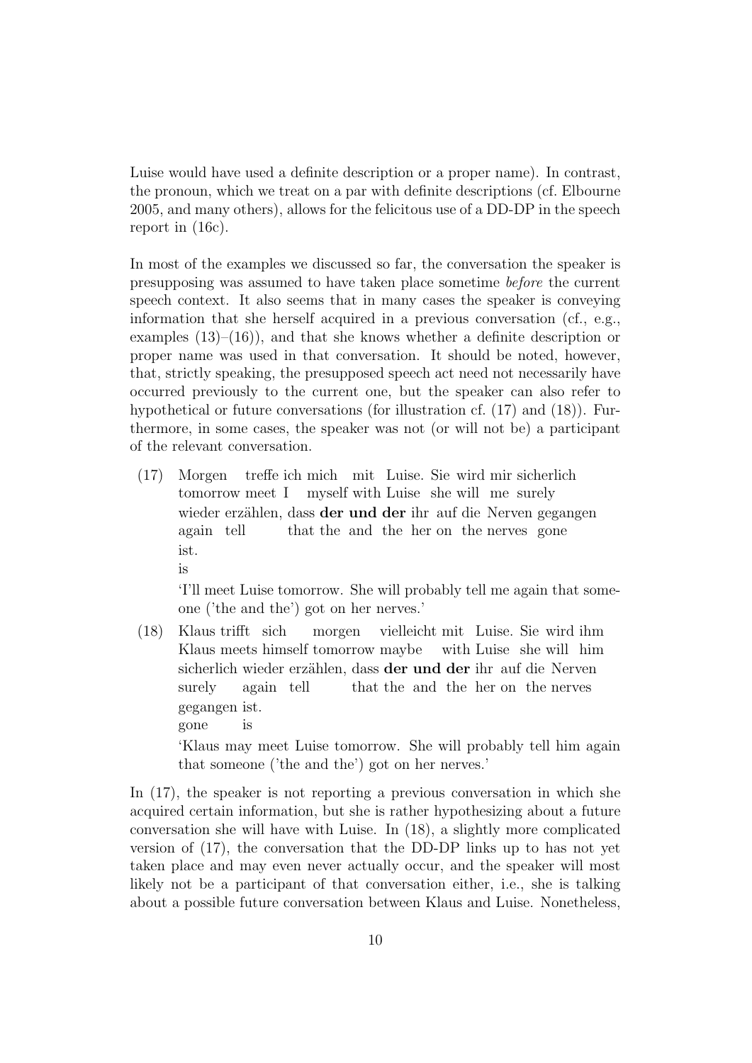Luise would have used a definite description or a proper name). In contrast, the pronoun, which we treat on a par with definite descriptions (cf. Elbourne 2005, and many others), allows for the felicitous use of a DD-DP in the speech report in (16c).

In most of the examples we discussed so far, the conversation the speaker is presupposing was assumed to have taken place sometime *before* the current speech context. It also seems that in many cases the speaker is conveying information that she herself acquired in a previous conversation (cf., e.g., examples (13)–(16)), and that she knows whether a definite description or proper name was used in that conversation. It should be noted, however, that, strictly speaking, the presupposed speech act need not necessarily have occurred previously to the current one, but the speaker can also refer to hypothetical or future conversations (for illustration cf. (17) and (18)). Furthermore, in some cases, the speaker was not (or will not be) a participant of the relevant conversation.

(17) Morgen treffe ich mich mit Luise. Sie wird mir sicherlich wieder erzählen, dass **der und der** ihr auf die Nerven gegangen ist.
tomorrow meet I myself with Luise she will me surely again tell that the and the her on the nerves gone is

'I'll meet Luise tomorrow. She will probably tell me again that someone ('the and the') got on her nerves.'

(18) Klaus trifft sich morgen vielleicht mit Luise. Sie wird ihm sicherlich wieder erzählen, dass **der und der** ihr auf die Nerven gegangen ist.
Klaus meets himself tomorrow maybe with Luise she will him surely again tell that the and the her on the nerves gone is

'Klaus may meet Luise tomorrow. She will probably tell him again that someone ('the and the') got on her nerves.'

In (17), the speaker is not reporting a previous conversation in which she acquired certain information, but she is rather hypothesizing about a future conversation she will have with Luise. In (18), a slightly more complicated version of (17), the conversation that the DD-DP links up to has not yet taken place and may even never actually occur, and the speaker will most likely not be a participant of that conversation either, i.e., she is talking about a possible future conversation between Klaus and Luise. Nonetheless,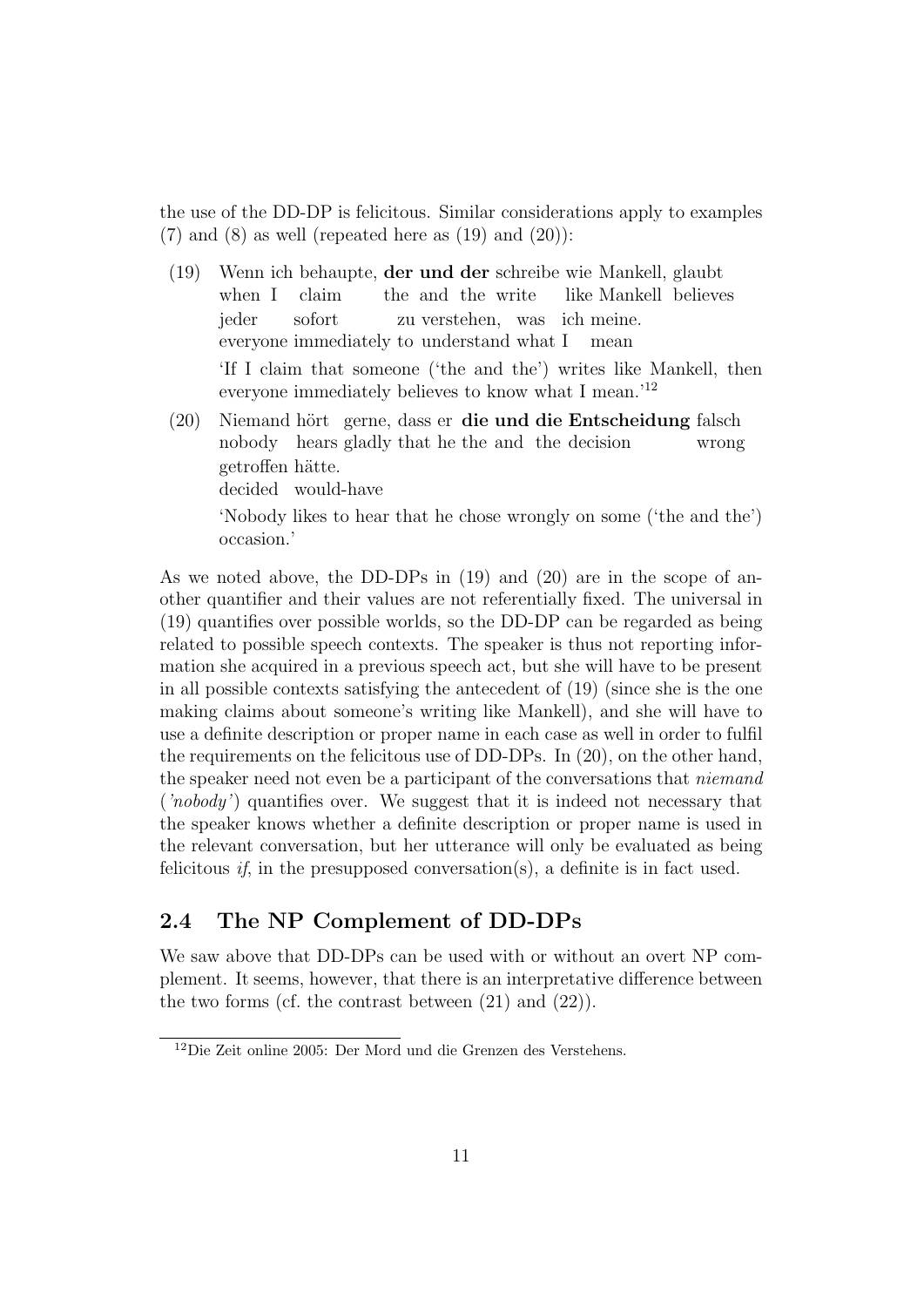the use of the DD-DP is felicitous. Similar considerations apply to examples (7) and (8) as well (repeated here as (19) and (20)):

(19) Wenn ich behaupte, **der und der** schreibe wie Mankell, glaubt
when I claim the and the write like Mankell believes
jeder sofort zu verstehen, was ich meine.
everyone immediately to understand what I mean

'If I claim that someone ('the and the') writes like Mankell, then everyone immediately believes to know what I mean.'[12]

(20) Niemand hört gerne, dass er **die und die Entscheidung** falsch
nobody hears gladly that he the and the decision wrong
getroffen hätte.
decided would-have

'Nobody likes to hear that he chose wrongly on some ('the and the') occasion.'

As we noted above, the DD-DPs in (19) and (20) are in the scope of another quantifier and their values are not referentially fixed. The universal in (19) quantifies over possible worlds, so the DD-DP can be regarded as being related to possible speech contexts. The speaker is thus not reporting information she acquired in a previous speech act, but she will have to be present in all possible contexts satisfying the antecedent of (19) (since she is the one making claims about someone's writing like Mankell), and she will have to use a definite description or proper name in each case as well in order to fulfil the requirements on the felicitous use of DD-DPs. In (20), on the other hand, the speaker need not even be a participant of the conversations that *niemand* (*'nobody'*) quantifies over. We suggest that it is indeed not necessary that the speaker knows whether a definite description or proper name is used in the relevant conversation, but her utterance will only be evaluated as being felicitous *if*, in the presupposed conversation(s), a definite is in fact used.

## 2.4 The NP Complement of DD-DPs

We saw above that DD-DPs can be used with or without an overt NP complement. It seems, however, that there is an interpretative difference between the two forms (cf. the contrast between (21) and (22)).

[12] Die Zeit online 2005: Der Mord und die Grenzen des Verstehens.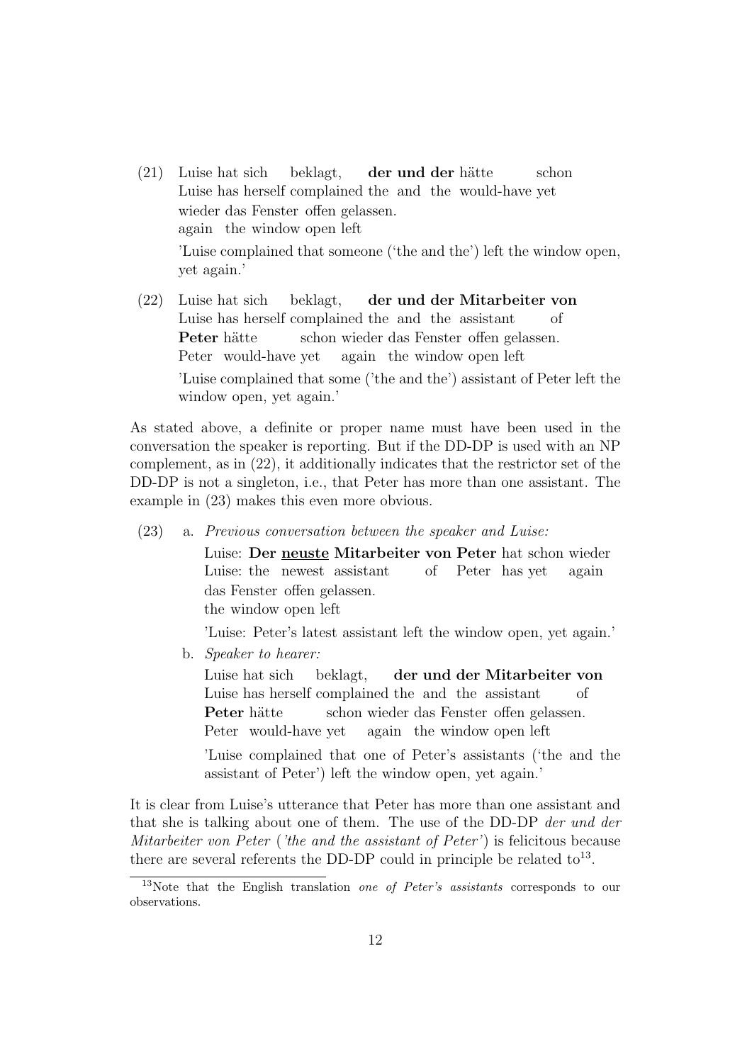(21) Luise hat sich beklagt, **der und der** hätte schon wieder das Fenster offen gelassen.
Luise has herself complained the and the would-have yet again the window open left
'Luise complained that someone ('the and the') left the window open, yet again.'

(22) Luise hat sich beklagt, **der und der Mitarbeiter von Peter** hätte schon wieder das Fenster offen gelassen.
Luise has herself complained the and the assistant of Peter would-have yet again the window open left
'Luise complained that some ('the and the') assistant of Peter left the window open, yet again.'

As stated above, a definite or proper name must have been used in the conversation the speaker is reporting. But if the DD-DP is used with an NP complement, as in (22), it additionally indicates that the restrictor set of the DD-DP is not a singleton, i.e., that Peter has more than one assistant. The example in (23) makes this even more obvious.

(23) a. *Previous conversation between the speaker and Luise:*
Luise: **Der <u>neuste</u> Mitarbeiter von Peter** hat schon wieder das Fenster offen gelassen.
Luise: the newest assistant of Peter has yet again the window open left
'Luise: Peter's latest assistant left the window open, yet again.'

b. *Speaker to hearer:*
Luise hat sich beklagt, **der und der Mitarbeiter von Peter** hätte schon wieder das Fenster offen gelassen.
Luise has herself complained the and the assistant of Peter would-have yet again the window open left
'Luise complained that one of Peter's assistants ('the and the assistant of Peter') left the window open, yet again.'

It is clear from Luise's utterance that Peter has more than one assistant and that she is talking about one of them. The use of the DD-DP *der und der Mitarbeiter von Peter* (*'the and the assistant of Peter'*) is felicitous because there are several referents the DD-DP could in principle be related to[13].

[13] Note that the English translation *one of Peter's assistants* corresponds to our observations.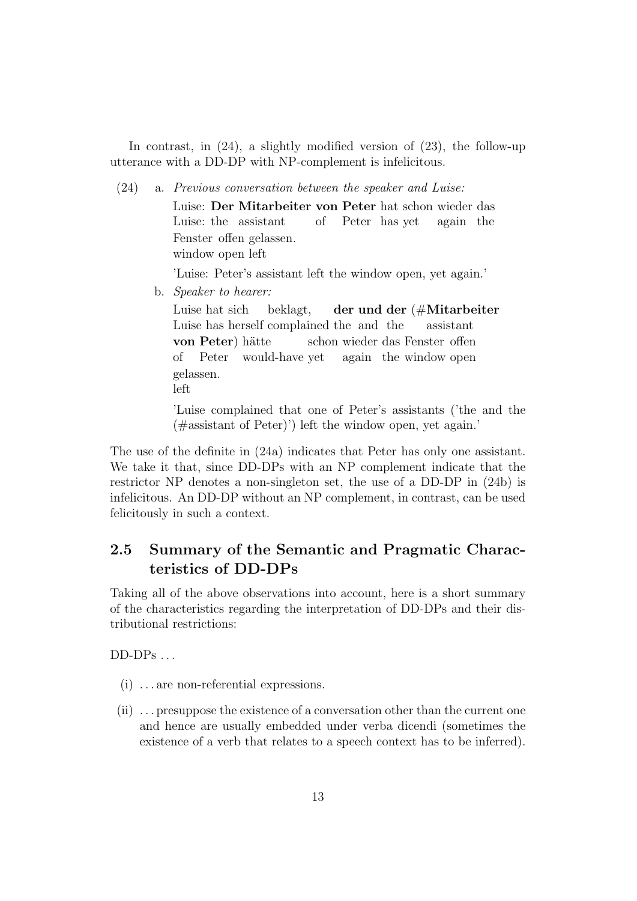In contrast, in (24), a slightly modified version of (23), the follow-up utterance with a DD-DP with NP-complement is infelicitous.

(24) a. *Previous conversation between the speaker and Luise:*

Luise: **Der Mitarbeiter von Peter** hat schon wieder das Fenster offen gelassen.
Luise: the assistant of Peter has yet again the window open left

'Luise: Peter's assistant left the window open, yet again.'

b. *Speaker to hearer:*

Luise hat sich beklagt, **der und der** (#**Mitarbeiter von Peter**) hätte schon wieder das Fenster offen gelassen.
Luise has herself complained the and the assistant of Peter would-have yet again the window open left

'Luise complained that one of Peter's assistants ('the and the (#assistant of Peter)') left the window open, yet again.'

The use of the definite in (24a) indicates that Peter has only one assistant. We take it that, since DD-DPs with an NP complement indicate that the restrictor NP denotes a non-singleton set, the use of a DD-DP in (24b) is infelicitous. An DD-DP without an NP complement, in contrast, can be used felicitously in such a context.

## 2.5 Summary of the Semantic and Pragmatic Characteristics of DD-DPs

Taking all of the above observations into account, here is a short summary of the characteristics regarding the interpretation of DD-DPs and their distributional restrictions:

DD-DPs ...

(i) ... are non-referential expressions.

(ii) ... presuppose the existence of a conversation other than the current one and hence are usually embedded under verba dicendi (sometimes the existence of a verb that relates to a speech context has to be inferred).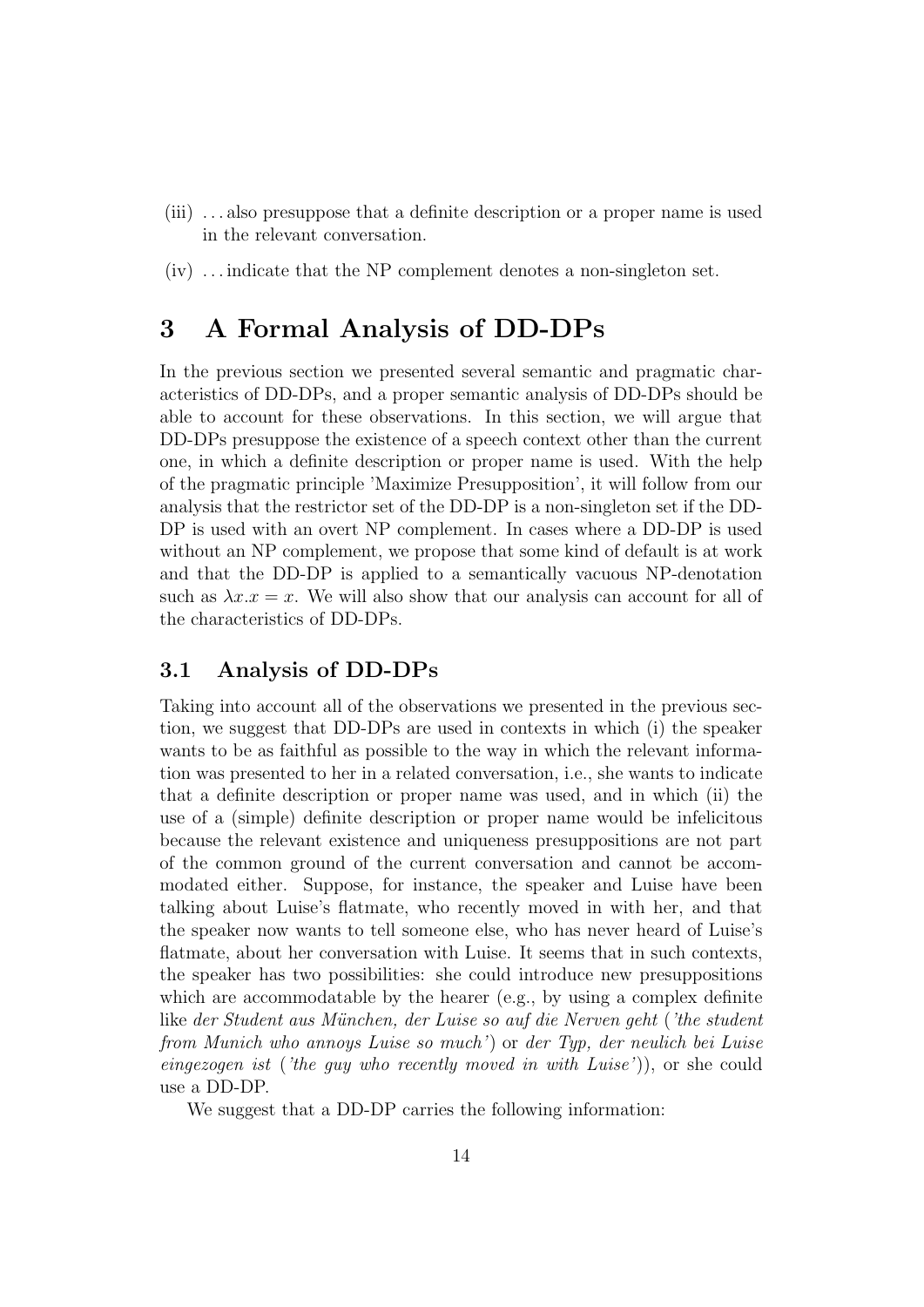(iii) ... also presuppose that a definite description or a proper name is used in the relevant conversation.

(iv) ... indicate that the NP complement denotes a non-singleton set.

# 3 A Formal Analysis of DD-DPs

In the previous section we presented several semantic and pragmatic characteristics of DD-DPs, and a proper semantic analysis of DD-DPs should be able to account for these observations. In this section, we will argue that DD-DPs presuppose the existence of a speech context other than the current one, in which a definite description or proper name is used. With the help of the pragmatic principle 'Maximize Presupposition', it will follow from our analysis that the restrictor set of the DD-DP is a non-singleton set if the DD-DP is used with an overt NP complement. In cases where a DD-DP is used without an NP complement, we propose that some kind of default is at work and that the DD-DP is applied to a semantically vacuous NP-denotation such as $\lambda x.x = x$. We will also show that our analysis can account for all of the characteristics of DD-DPs.

## 3.1 Analysis of DD-DPs

Taking into account all of the observations we presented in the previous section, we suggest that DD-DPs are used in contexts in which (i) the speaker wants to be as faithful as possible to the way in which the relevant information was presented to her in a related conversation, i.e., she wants to indicate that a definite description or proper name was used, and in which (ii) the use of a (simple) definite description or proper name would be infelicitous because the relevant existence and uniqueness presuppositions are not part of the common ground of the current conversation and cannot be accommodated either. Suppose, for instance, the speaker and Luise have been talking about Luise's flatmate, who recently moved in with her, and that the speaker now wants to tell someone else, who has never heard of Luise's flatmate, about her conversation with Luise. It seems that in such contexts, the speaker has two possibilities: she could introduce new presuppositions which are accommodatable by the hearer (e.g., by using a complex definite like *der Student aus München, der Luise so auf die Nerven geht* (*'the student from Munich who annoys Luise so much'*) or *der Typ, der neulich bei Luise eingezogen ist* (*'the guy who recently moved in with Luise'*)), or she could use a DD-DP.

We suggest that a DD-DP carries the following information: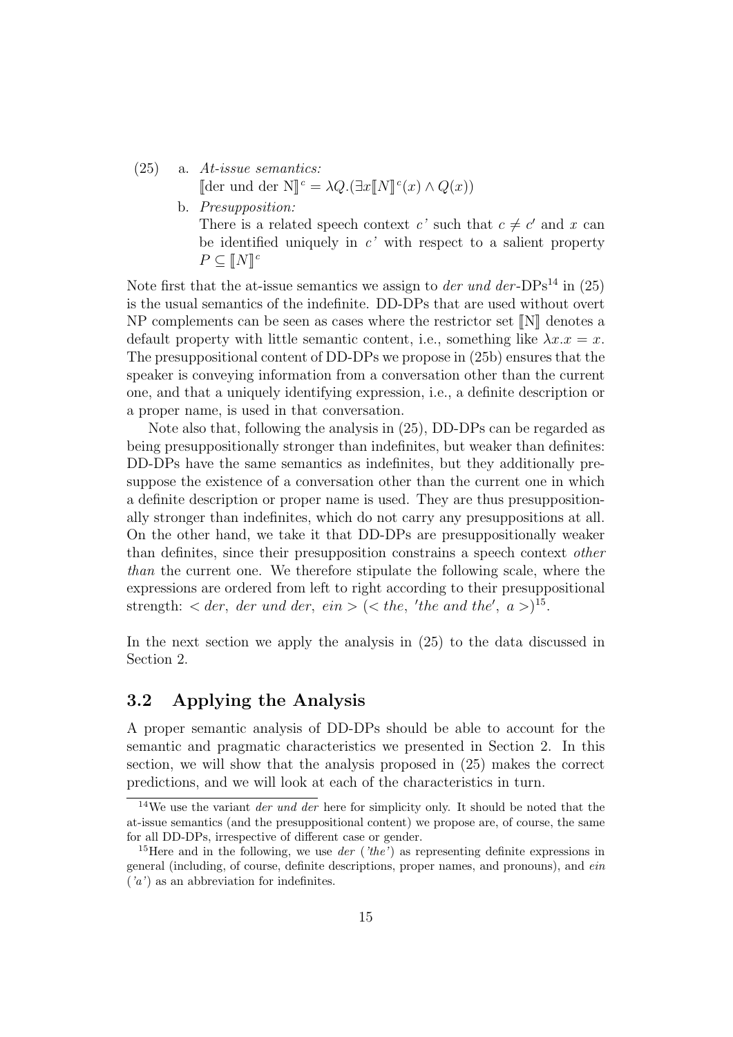(25) a. *At-issue semantics:*
$[\![\text{der und der N}]\!]^c = \lambda Q.(\exists x [\![N]\!]^c(x) \wedge Q(x))$

b. *Presupposition:*
There is a related speech context $c'$ such that $c \neq c'$ and $x$ can be identified uniquely in $c'$ with respect to a salient property $P \subseteq [\![N]\!]^c$

Note first that the at-issue semantics we assign to *der und der*-DPs[14] in (25) is the usual semantics of the indefinite. DD-DPs that are used without overt NP complements can be seen as cases where the restrictor set $[\![\text{N}]\!]$ denotes a default property with little semantic content, i.e., something like $\lambda x.x = x$. The presuppositional content of DD-DPs we propose in (25b) ensures that the speaker is conveying information from a conversation other than the current one, and that a uniquely identifying expression, i.e., a definite description or a proper name, is used in that conversation.

Note also that, following the analysis in (25), DD-DPs can be regarded as being presuppositionally stronger than indefinites, but weaker than definites: DD-DPs have the same semantics as indefinites, but they additionally presuppose the existence of a conversation other than the current one in which a definite description or proper name is used. They are thus presuppositionally stronger than indefinites, which do not carry any presuppositions at all. On the other hand, we take it that DD-DPs are presuppositionally weaker than definites, since their presupposition constrains a speech context *other than* the current one. We therefore stipulate the following scale, where the expressions are ordered from left to right according to their presuppositional strength: $< der,\ der\ und\ der,\ ein >$ ($< the,\ 'the\ and\ the',\ a >$)[15].

In the next section we apply the analysis in (25) to the data discussed in Section 2.

## 3.2 Applying the Analysis

A proper semantic analysis of DD-DPs should be able to account for the semantic and pragmatic characteristics we presented in Section 2. In this section, we will show that the analysis proposed in (25) makes the correct predictions, and we will look at each of the characteristics in turn.

---

[14] We use the variant *der und der* here for simplicity only. It should be noted that the at-issue semantics (and the presuppositional content) we propose are, of course, the same for all DD-DPs, irrespective of different case or gender.

[15] Here and in the following, we use *der* (*'the'*) as representing definite expressions in general (including, of course, definite descriptions, proper names, and pronouns), and *ein* (*'a'*) as an abbreviation for indefinites.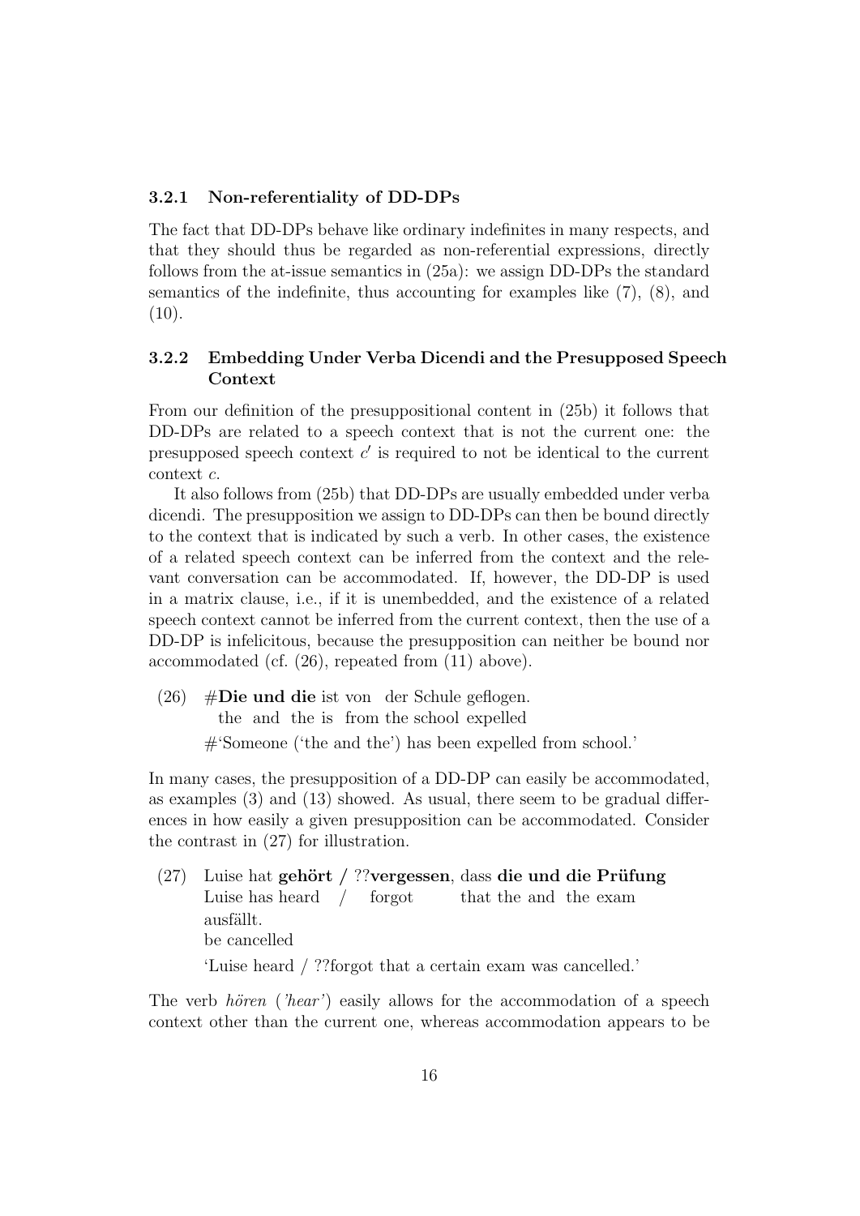### 3.2.1 Non-referentiality of DD-DPs

The fact that DD-DPs behave like ordinary indefinites in many respects, and that they should thus be regarded as non-referential expressions, directly follows from the at-issue semantics in (25a): we assign DD-DPs the standard semantics of the indefinite, thus accounting for examples like (7), (8), and (10).

### 3.2.2 Embedding Under Verba Dicendi and the Presupposed Speech Context

From our definition of the presuppositional content in (25b) it follows that DD-DPs are related to a speech context that is not the current one: the presupposed speech context $c'$ is required to not be identical to the current context $c$.

It also follows from (25b) that DD-DPs are usually embedded under verba dicendi. The presupposition we assign to DD-DPs can then be bound directly to the context that is indicated by such a verb. In other cases, the existence of a related speech context can be inferred from the context and the relevant conversation can be accommodated. If, however, the DD-DP is used in a matrix clause, i.e., if it is unembedded, and the existence of a related speech context cannot be inferred from the current context, then the use of a DD-DP is infelicitous, because the presupposition can neither be bound nor accommodated (cf. (26), repeated from (11) above).

(26) #**Die und die** ist von der Schule geflogen.
  the and the is from the school expelled
  #'Someone ('the and the') has been expelled from school.'

In many cases, the presupposition of a DD-DP can easily be accommodated, as examples (3) and (13) showed. As usual, there seem to be gradual differences in how easily a given presupposition can be accommodated. Consider the contrast in (27) for illustration.

(27) Luise hat **gehört** / ??**vergessen**, dass **die und die Prüfung** ausfällt.
  Luise has heard / forgot that the and the exam be cancelled
  'Luise heard / ??forgot that a certain exam was cancelled.'

The verb *hören* (*'hear'*) easily allows for the accommodation of a speech context other than the current one, whereas accommodation appears to be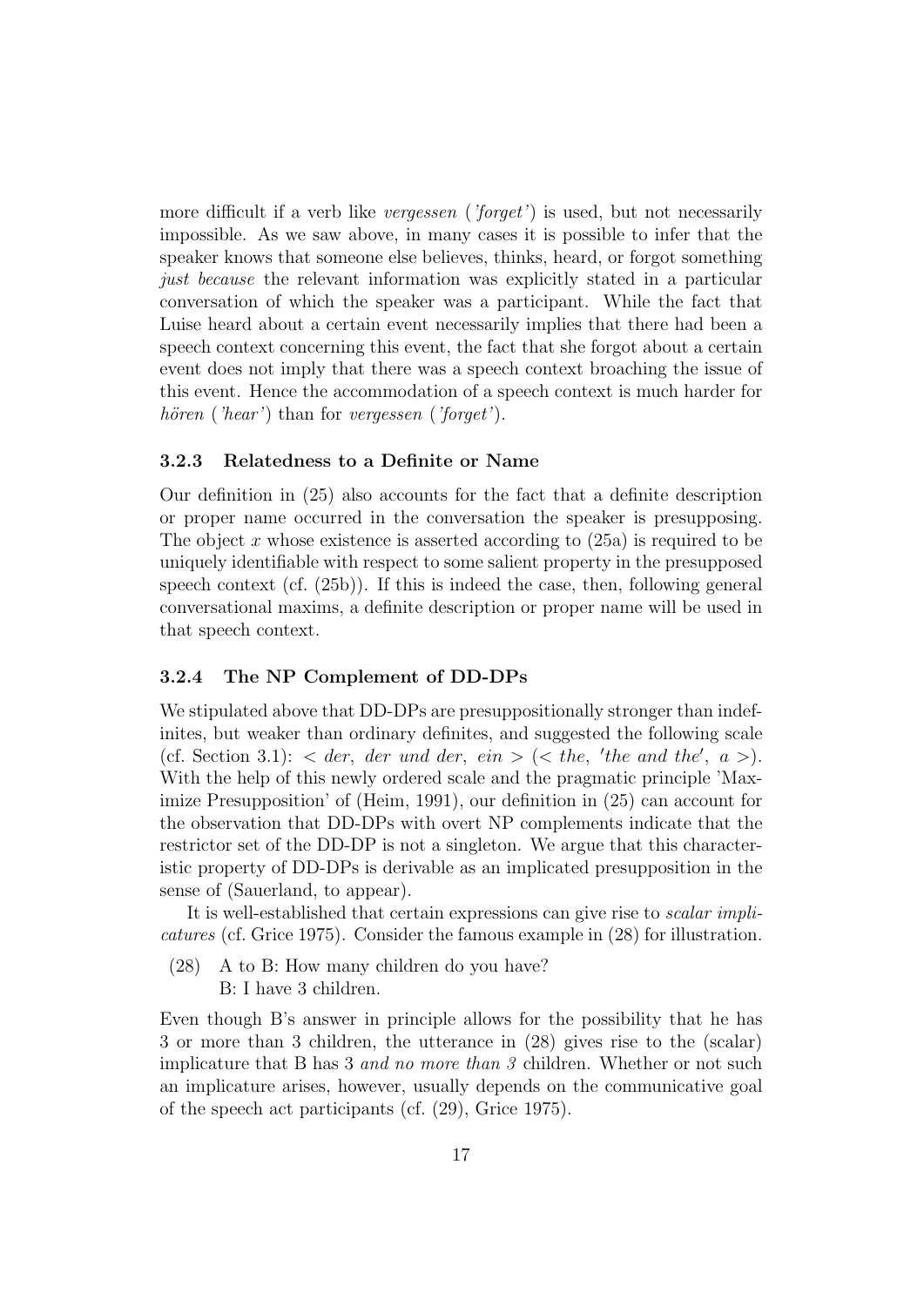more difficult if a verb like *vergessen* (*'forget'*) is used, but not necessarily impossible. As we saw above, in many cases it is possible to infer that the speaker knows that someone else believes, thinks, heard, or forgot something *just because* the relevant information was explicitly stated in a particular conversation of which the speaker was a participant. While the fact that Luise heard about a certain event necessarily implies that there had been a speech context concerning this event, the fact that she forgot about a certain event does not imply that there was a speech context broaching the issue of this event. Hence the accommodation of a speech context is much harder for *hören* (*'hear'*) than for *vergessen* (*'forget'*).

### 3.2.3 Relatedness to a Definite or Name

Our definition in (25) also accounts for the fact that a definite description or proper name occurred in the conversation the speaker is presupposing. The object $x$ whose existence is asserted according to (25a) is required to be uniquely identifiable with respect to some salient property in the presupposed speech context (cf. (25b)). If this is indeed the case, then, following general conversational maxims, a definite description or proper name will be used in that speech context.

### 3.2.4 The NP Complement of DD-DPs

We stipulated above that DD-DPs are presuppositionally stronger than indefinites, but weaker than ordinary definites, and suggested the following scale (cf. Section 3.1): $<$ *der*, *der und der*, *ein* $>$ ($<$ *the*, *'the and the'*, *a* $>$). With the help of this newly ordered scale and the pragmatic principle 'Maximize Presupposition' of (Heim, 1991), our definition in (25) can account for the observation that DD-DPs with overt NP complements indicate that the restrictor set of the DD-DP is not a singleton. We argue that this characteristic property of DD-DPs is derivable as an implicated presupposition in the sense of (Sauerland, to appear).

It is well-established that certain expressions can give rise to *scalar implicatures* (cf. Grice 1975). Consider the famous example in (28) for illustration.

(28) A to B: How many children do you have?
B: I have 3 children.

Even though B's answer in principle allows for the possibility that he has 3 or more than 3 children, the utterance in (28) gives rise to the (scalar) implicature that B has 3 *and no more than 3* children. Whether or not such an implicature arises, however, usually depends on the communicative goal of the speech act participants (cf. (29), Grice 1975).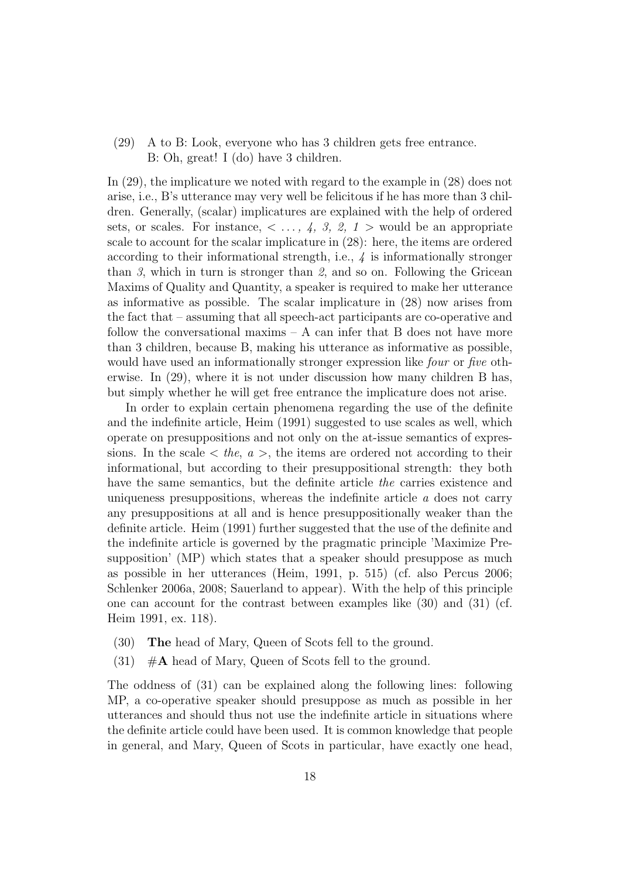(29) A to B: Look, everyone who has 3 children gets free entrance.
B: Oh, great! I (do) have 3 children.

In (29), the implicature we noted with regard to the example in (28) does not arise, i.e., B's utterance may very well be felicitous if he has more than 3 children. Generally, (scalar) implicatures are explained with the help of ordered sets, or scales. For instance, < *. . . , 4, 3, 2, 1* > would be an appropriate scale to account for the scalar implicature in (28): here, the items are ordered according to their informational strength, i.e., *4* is informationally stronger than *3*, which in turn is stronger than *2*, and so on. Following the Gricean Maxims of Quality and Quantity, a speaker is required to make her utterance as informative as possible. The scalar implicature in (28) now arises from the fact that – assuming that all speech-act participants are co-operative and follow the conversational maxims – A can infer that B does not have more than 3 children, because B, making his utterance as informative as possible, would have used an informationally stronger expression like *four* or *five* otherwise. In (29), where it is not under discussion how many children B has, but simply whether he will get free entrance the implicature does not arise.

In order to explain certain phenomena regarding the use of the definite and the indefinite article, Heim (1991) suggested to use scales as well, which operate on presuppositions and not only on the at-issue semantics of expressions. In the scale < *the, a* >, the items are ordered not according to their informational, but according to their presuppositional strength: they both have the same semantics, but the definite article *the* carries existence and uniqueness presuppositions, whereas the indefinite article *a* does not carry any presuppositions at all and is hence presuppositionally weaker than the definite article. Heim (1991) further suggested that the use of the definite and the indefinite article is governed by the pragmatic principle 'Maximize Presupposition' (MP) which states that a speaker should presuppose as much as possible in her utterances (Heim, 1991, p. 515) (cf. also Percus 2006; Schlenker 2006a, 2008; Sauerland to appear). With the help of this principle one can account for the contrast between examples like (30) and (31) (cf. Heim 1991, ex. 118).

(30) **The** head of Mary, Queen of Scots fell to the ground.

(31) #**A** head of Mary, Queen of Scots fell to the ground.

The oddness of (31) can be explained along the following lines: following MP, a co-operative speaker should presuppose as much as possible in her utterances and should thus not use the indefinite article in situations where the definite article could have been used. It is common knowledge that people in general, and Mary, Queen of Scots in particular, have exactly one head,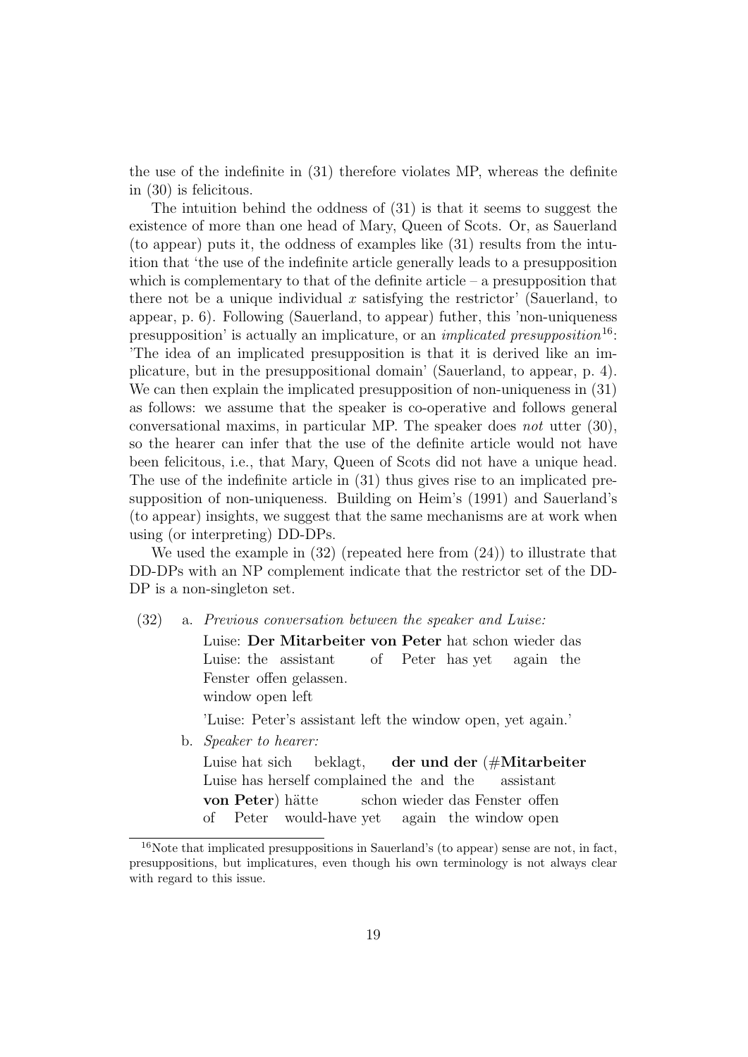the use of the indefinite in (31) therefore violates MP, whereas the definite in (30) is felicitous.

The intuition behind the oddness of (31) is that it seems to suggest the existence of more than one head of Mary, Queen of Scots. Or, as Sauerland (to appear) puts it, the oddness of examples like (31) results from the intuition that 'the use of the indefinite article generally leads to a presupposition which is complementary to that of the definite article – a presupposition that there not be a unique individual $x$ satisfying the restrictor' (Sauerland, to appear, p. 6). Following (Sauerland, to appear) futher, this 'non-uniqueness presupposition' is actually an implicature, or an *implicated presupposition*[16]: 'The idea of an implicated presupposition is that it is derived like an implicature, but in the presuppositional domain' (Sauerland, to appear, p. 4). We can then explain the implicated presupposition of non-uniqueness in (31) as follows: we assume that the speaker is co-operative and follows general conversational maxims, in particular MP. The speaker does *not* utter (30), so the hearer can infer that the use of the definite article would not have been felicitous, i.e., that Mary, Queen of Scots did not have a unique head. The use of the indefinite article in (31) thus gives rise to an implicated presupposition of non-uniqueness. Building on Heim's (1991) and Sauerland's (to appear) insights, we suggest that the same mechanisms are at work when using (or interpreting) DD-DPs.

We used the example in (32) (repeated here from (24)) to illustrate that DD-DPs with an NP complement indicate that the restrictor set of the DD-DP is a non-singleton set.

(32) a. *Previous conversation between the speaker and Luise:*

Luise: **Der Mitarbeiter von Peter** hat schon wieder das Fenster offen gelassen.
Luise: the assistant of Peter has yet again the window open left

'Luise: Peter's assistant left the window open, yet again.'

b. *Speaker to hearer:*

Luise hat sich beklagt, **der und der** (#**Mitarbeiter von Peter**) hätte schon wieder das Fenster offen
Luise has herself complained the and the assistant of Peter would-have yet again the window open

---

[16] Note that implicated presuppositions in Sauerland's (to appear) sense are not, in fact, presuppositions, but implicatures, even though his own terminology is not always clear with regard to this issue.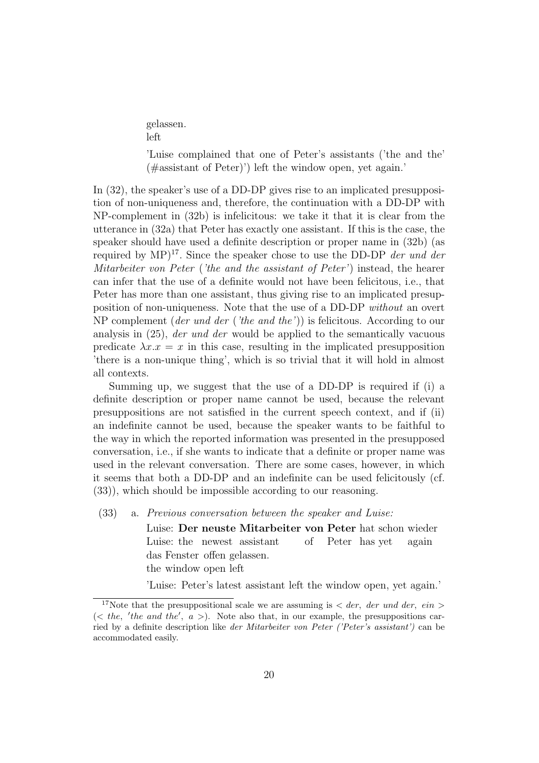gelassen.
left

'Luise complained that one of Peter's assistants ('the and the' (#assistant of Peter)') left the window open, yet again.'

In (32), the speaker's use of a DD-DP gives rise to an implicated presupposition of non-uniqueness and, therefore, the continuation with a DD-DP with NP-complement in (32b) is infelicitous: we take it that it is clear from the utterance in (32a) that Peter has exactly one assistant. If this is the case, the speaker should have used a definite description or proper name in (32b) (as required by MP)[17]. Since the speaker chose to use the DD-DP *der und der Mitarbeiter von Peter* (*'the and the assistant of Peter'*) instead, the hearer can infer that the use of a definite would not have been felicitous, i.e., that Peter has more than one assistant, thus giving rise to an implicated presupposition of non-uniqueness. Note that the use of a DD-DP *without* an overt NP complement (*der und der* (*'the and the'*)) is felicitous. According to our analysis in (25), *der und der* would be applied to the semantically vacuous predicate $\lambda x.x = x$ in this case, resulting in the implicated presupposition 'there is a non-unique thing', which is so trivial that it will hold in almost all contexts.

Summing up, we suggest that the use of a DD-DP is required if (i) a definite description or proper name cannot be used, because the relevant presuppositions are not satisfied in the current speech context, and if (ii) an indefinite cannot be used, because the speaker wants to be faithful to the way in which the reported information was presented in the presupposed conversation, i.e., if she wants to indicate that a definite or proper name was used in the relevant conversation. There are some cases, however, in which it seems that both a DD-DP and an indefinite can be used felicitously (cf. (33)), which should be impossible according to our reasoning.

(33) a. *Previous conversation between the speaker and Luise:*
Luise: **Der neuste Mitarbeiter von Peter** hat schon wieder
Luise: the newest assistant of Peter has yet again
das Fenster offen gelassen.
the window open left

'Luise: Peter's latest assistant left the window open, yet again.'

[17] Note that the presuppositional scale we are assuming is < *der*, *der und der*, *ein* > (< *the*, *'the and the'*, *a* >). Note also that, in our example, the presuppositions carried by a definite description like *der Mitarbeiter von Peter ('Peter's assistant')* can be accommodated easily.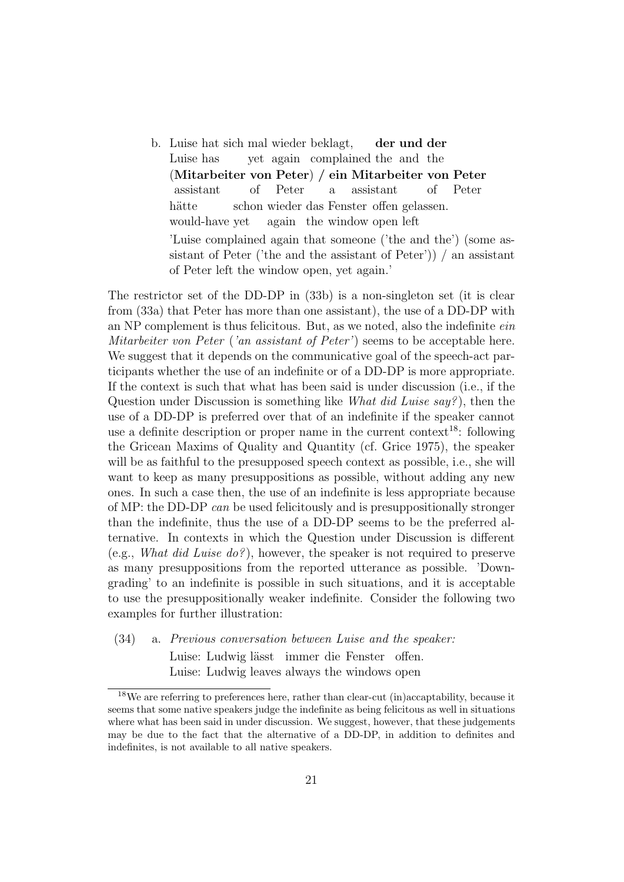b. Luise hat sich mal wieder beklagt, **der und der**
Luise has yet again complained the and the
(**Mitarbeiter von Peter**) / **ein Mitarbeiter von Peter**
assistant of Peter a assistant of Peter
hätte schon wieder das Fenster offen gelassen.
would-have yet again the window open left
'Luise complained again that someone ('the and the') (some assistant of Peter ('the and the assistant of Peter')) / an assistant of Peter left the window open, yet again.'

The restrictor set of the DD-DP in (33b) is a non-singleton set (it is clear from (33a) that Peter has more than one assistant), the use of a DD-DP with an NP complement is thus felicitous. But, as we noted, also the indefinite *ein Mitarbeiter von Peter* (*'an assistant of Peter'*) seems to be acceptable here. We suggest that it depends on the communicative goal of the speech-act participants whether the use of an indefinite or of a DD-DP is more appropriate. If the context is such that what has been said is under discussion (i.e., if the Question under Discussion is something like *What did Luise say?*), then the use of a DD-DP is preferred over that of an indefinite if the speaker cannot use a definite description or proper name in the current context[18]: following the Gricean Maxims of Quality and Quantity (cf. Grice 1975), the speaker will be as faithful to the presupposed speech context as possible, i.e., she will want to keep as many presuppositions as possible, without adding any new ones. In such a case then, the use of an indefinite is less appropriate because of MP: the DD-DP *can* be used felicitously and is presuppositionally stronger than the indefinite, thus the use of a DD-DP seems to be the preferred alternative. In contexts in which the Question under Discussion is different (e.g., *What did Luise do?*), however, the speaker is not required to preserve as many presuppositions from the reported utterance as possible. 'Downgrading' to an indefinite is possible in such situations, and it is acceptable to use the presuppositionally weaker indefinite. Consider the following two examples for further illustration:

(34) a. *Previous conversation between Luise and the speaker:*
Luise: Ludwig lässt immer die Fenster offen.
Luise: Ludwig leaves always the windows open

[18] We are referring to preferences here, rather than clear-cut (in)accaptability, because it seems that some native speakers judge the indefinite as being felicitous as well in situations where what has been said in under discussion. We suggest, however, that these judgements may be due to the fact that the alternative of a DD-DP, in addition to definites and indefinites, is not available to all native speakers.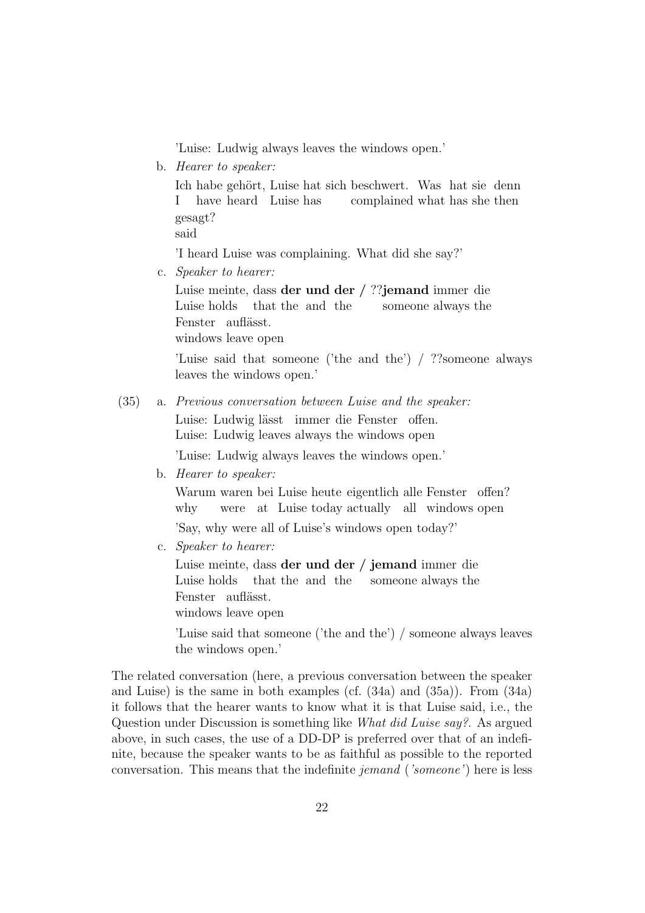'Luise: Ludwig always leaves the windows open.'

b. *Hearer to speaker:*

Ich habe gehört, Luise hat sich beschwert. Was hat sie denn gesagt?
I have heard Luise has complained what has she then said

'I heard Luise was complaining. What did she say?'

c. *Speaker to hearer:*

Luise meinte, dass **der und der /** ??**jemand** immer die Fenster auflässt.
Luise holds that the and the someone always the windows leave open

'Luise said that someone ('the and the') / ??someone always leaves the windows open.'

(35) a. *Previous conversation between Luise and the speaker:*

Luise: Ludwig lässt immer die Fenster offen.
Luise: Ludwig leaves always the windows open

'Luise: Ludwig always leaves the windows open.'

b. *Hearer to speaker:*

Warum waren bei Luise heute eigentlich alle Fenster offen?
why were at Luise today actually all windows open

'Say, why were all of Luise's windows open today?'

c. *Speaker to hearer:*

Luise meinte, dass **der und der / jemand** immer die Fenster auflässt.
Luise holds that the and the someone always the windows leave open

'Luise said that someone ('the and the') / someone always leaves the windows open.'

The related conversation (here, a previous conversation between the speaker and Luise) is the same in both examples (cf. (34a) and (35a)). From (34a) it follows that the hearer wants to know what it is that Luise said, i.e., the Question under Discussion is something like *What did Luise say?*. As argued above, in such cases, the use of a DD-DP is preferred over that of an indefinite, because the speaker wants to be as faithful as possible to the reported conversation. This means that the indefinite *jemand* (*'someone'*) here is less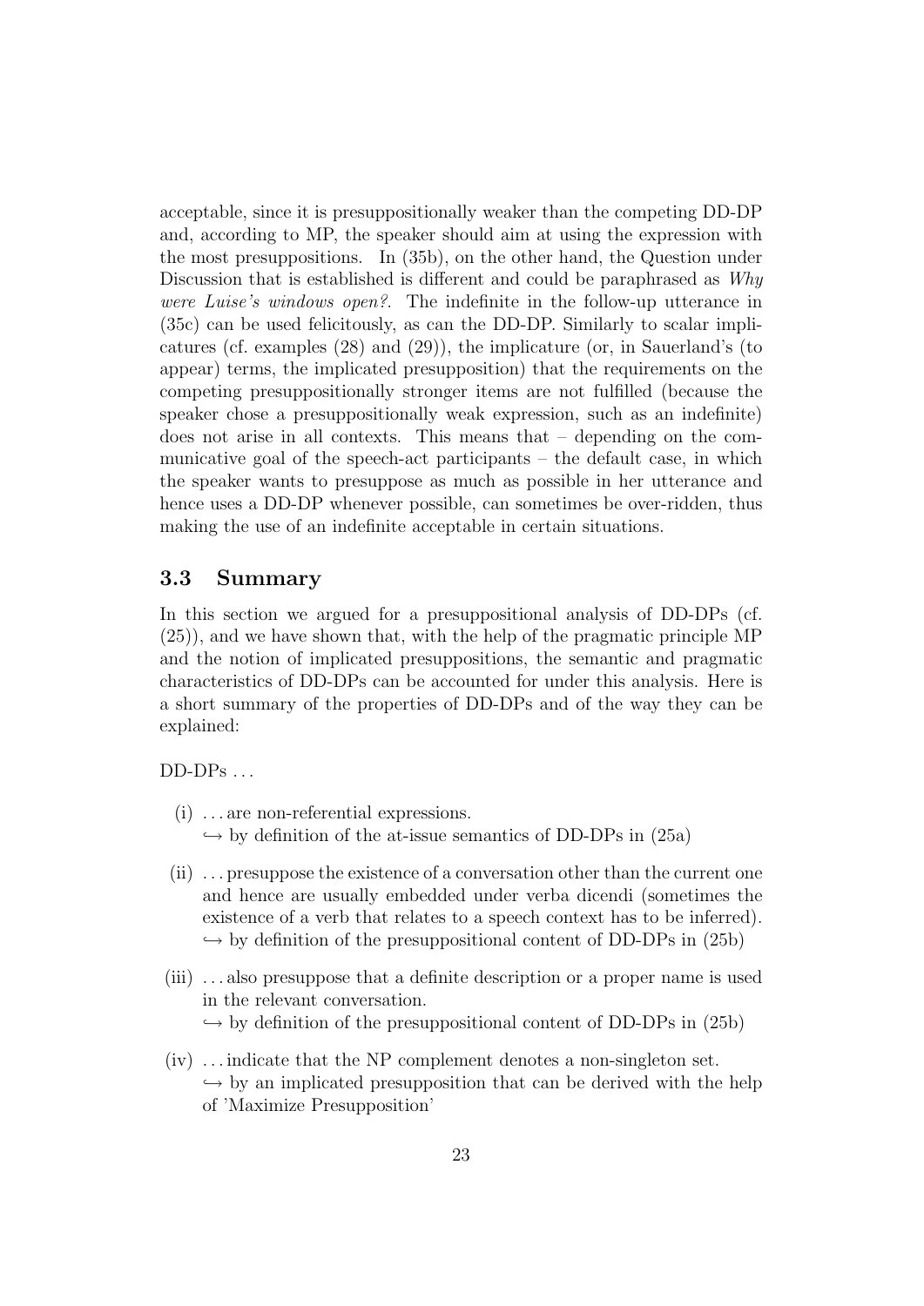acceptable, since it is presuppositionally weaker than the competing DD-DP and, according to MP, the speaker should aim at using the expression with the most presuppositions. In (35b), on the other hand, the Question under Discussion that is established is different and could be paraphrased as *Why were Luise's windows open?*. The indefinite in the follow-up utterance in (35c) can be used felicitously, as can the DD-DP. Similarly to scalar implicatures (cf. examples (28) and (29)), the implicature (or, in Sauerland's (to appear) terms, the implicated presupposition) that the requirements on the competing presuppositionally stronger items are not fulfilled (because the speaker chose a presuppositionally weak expression, such as an indefinite) does not arise in all contexts. This means that – depending on the communicative goal of the speech-act participants – the default case, in which the speaker wants to presuppose as much as possible in her utterance and hence uses a DD-DP whenever possible, can sometimes be over-ridden, thus making the use of an indefinite acceptable in certain situations.

### 3.3 Summary

In this section we argued for a presuppositional analysis of DD-DPs (cf. (25)), and we have shown that, with the help of the pragmatic principle MP and the notion of implicated presuppositions, the semantic and pragmatic characteristics of DD-DPs can be accounted for under this analysis. Here is a short summary of the properties of DD-DPs and of the way they can be explained:

DD-DPs . . .

(i) . . . are non-referential expressions.
↪ by definition of the at-issue semantics of DD-DPs in (25a)

(ii) . . . presuppose the existence of a conversation other than the current one and hence are usually embedded under verba dicendi (sometimes the existence of a verb that relates to a speech context has to be inferred).
↪ by definition of the presuppositional content of DD-DPs in (25b)

(iii) . . . also presuppose that a definite description or a proper name is used in the relevant conversation.
↪ by definition of the presuppositional content of DD-DPs in (25b)

(iv) . . . indicate that the NP complement denotes a non-singleton set.
↪ by an implicated presupposition that can be derived with the help of 'Maximize Presupposition'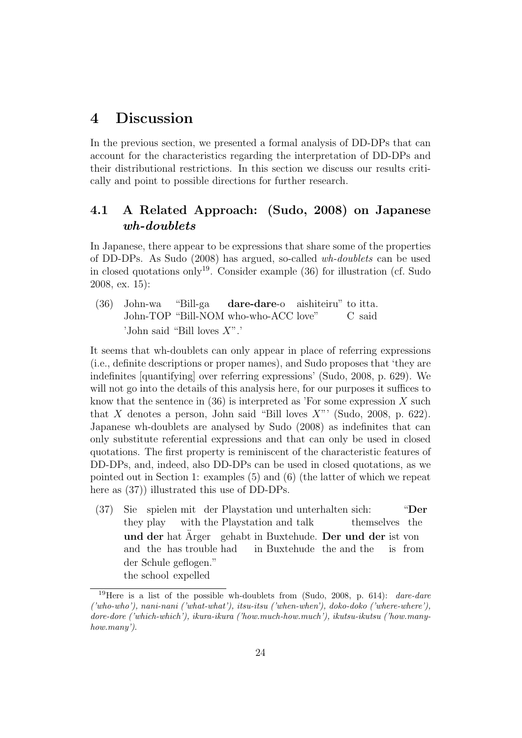# 4 Discussion

In the previous section, we presented a formal analysis of DD-DPs that can account for the characteristics regarding the interpretation of DD-DPs and their distributional restrictions. In this section we discuss our results critically and point to possible directions for further research.

## 4.1 A Related Approach: (Sudo, 2008) on Japanese *wh-doublets*

In Japanese, there appear to be expressions that share some of the properties of DD-DPs. As Sudo (2008) has argued, so-called *wh-doublets* can be used in closed quotations only[19]. Consider example (36) for illustration (cf. Sudo 2008, ex. 15):

(36) John-wa "Bill-ga **dare-dare**-o aishiteiru" to itta.
John-TOP "Bill-NOM who-who-ACC love" C said
'John said "Bill loves $X$".'

It seems that wh-doublets can only appear in place of referring expressions (i.e., definite descriptions or proper names), and Sudo proposes that 'they are indefinites [quantifying] over referring expressions' (Sudo, 2008, p. 629). We will not go into the details of this analysis here, for our purposes it suffices to know that the sentence in (36) is interpreted as 'For some expression $X$ such that $X$ denotes a person, John said "Bill loves $X$"' (Sudo, 2008, p. 622). Japanese wh-doublets are analysed by Sudo (2008) as indefinites that can only substitute referential expressions and that can only be used in closed quotations. The first property is reminiscent of the characteristic features of DD-DPs, and, indeed, also DD-DPs can be used in closed quotations, as we pointed out in Section 1: examples (5) and (6) (the latter of which we repeat here as (37)) illustrated this use of DD-DPs.

(37) Sie spielen mit der Playstation und unterhalten sich: "**Der und der** hat Ärger gehabt in Buxtehude. **Der und der** ist von der Schule geflogen."
they play with the Playstation and talk themselves the and the has trouble had in Buxtehude the and the is from the school expelled

[19]Here is a list of the possible wh-doublets from (Sudo, 2008, p. 614): *dare-dare ('who-who'), nani-nani ('what-what'), itsu-itsu ('when-when'), doko-doko ('where-where'), dore-dore ('which-which'), ikura-ikura ('how.much-how.much'), ikutsu-ikutsu ('how.many-how.many').*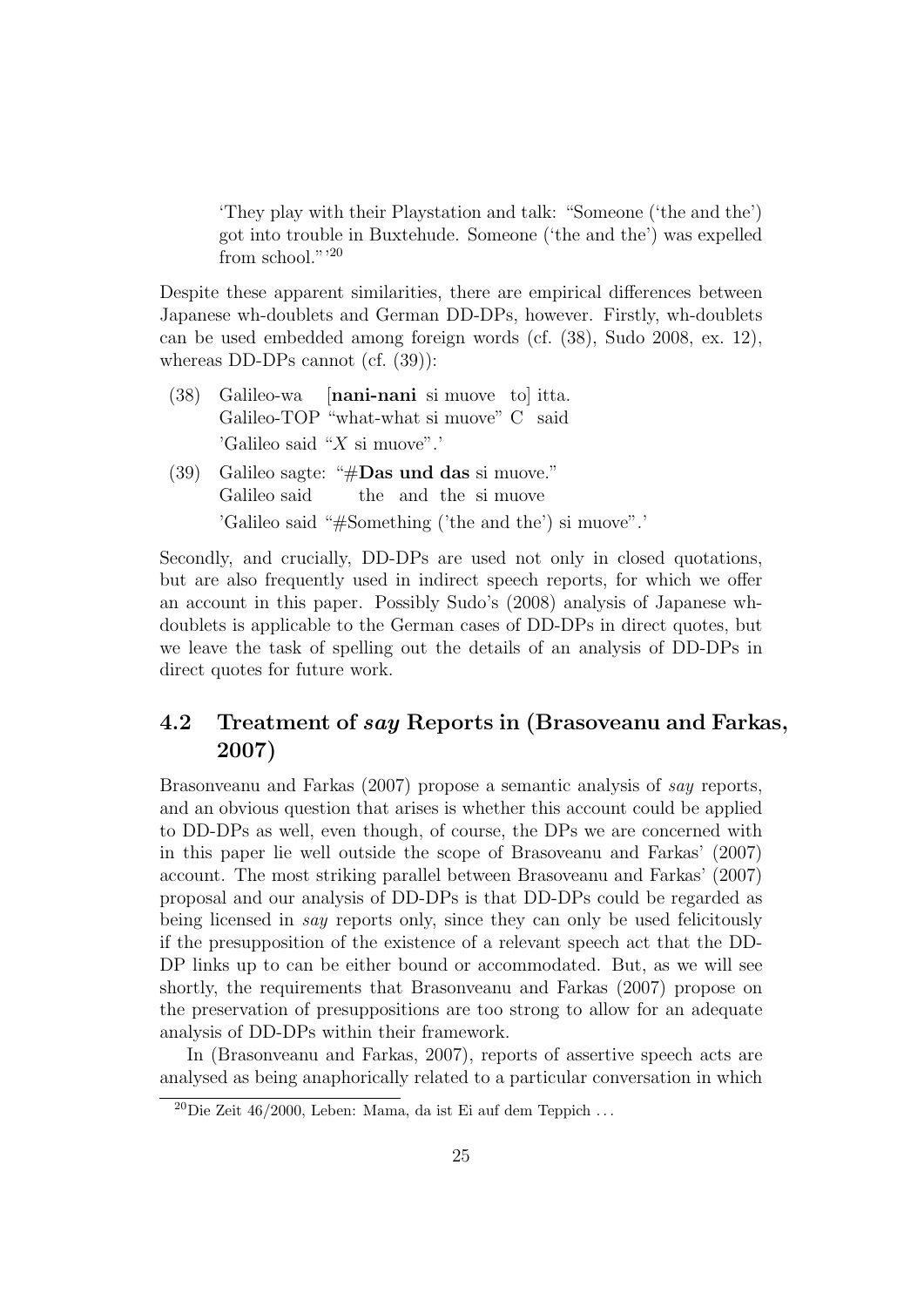'They play with their Playstation and talk: "Someone ('the and the') got into trouble in Buxtehude. Someone ('the and the') was expelled from school."'[20]

Despite these apparent similarities, there are empirical differences between Japanese wh-doublets and German DD-DPs, however. Firstly, wh-doublets can be used embedded among foreign words (cf. (38), Sudo 2008, ex. 12), whereas DD-DPs cannot (cf. (39)):

(38) Galileo-wa [**nani-nani** si muove to] itta.
Galileo-TOP "what-what si muove" C said
'Galileo said "*X* si muove".'

(39) Galileo sagte: "#**Das und das** si muove."
Galileo said the and the si muove
'Galileo said "#Something ('the and the') si muove".'

Secondly, and crucially, DD-DPs are used not only in closed quotations, but are also frequently used in indirect speech reports, for which we offer an account in this paper. Possibly Sudo's (2008) analysis of Japanese wh-doublets is applicable to the German cases of DD-DPs in direct quotes, but we leave the task of spelling out the details of an analysis of DD-DPs in direct quotes for future work.

## 4.2 Treatment of *say* Reports in (Brasoveanu and Farkas, 2007)

Brasonveanu and Farkas (2007) propose a semantic analysis of *say* reports, and an obvious question that arises is whether this account could be applied to DD-DPs as well, even though, of course, the DPs we are concerned with in this paper lie well outside the scope of Brasoveanu and Farkas' (2007) account. The most striking parallel between Brasoveanu and Farkas' (2007) proposal and our analysis of DD-DPs is that DD-DPs could be regarded as being licensed in *say* reports only, since they can only be used felicitously if the presupposition of the existence of a relevant speech act that the DD-DP links up to can be either bound or accommodated. But, as we will see shortly, the requirements that Brasonveanu and Farkas (2007) propose on the preservation of presuppositions are too strong to allow for an adequate analysis of DD-DPs within their framework.

In (Brasonveanu and Farkas, 2007), reports of assertive speech acts are analysed as being anaphorically related to a particular conversation in which

[20] Die Zeit 46/2000, Leben: Mama, da ist Ei auf dem Teppich ...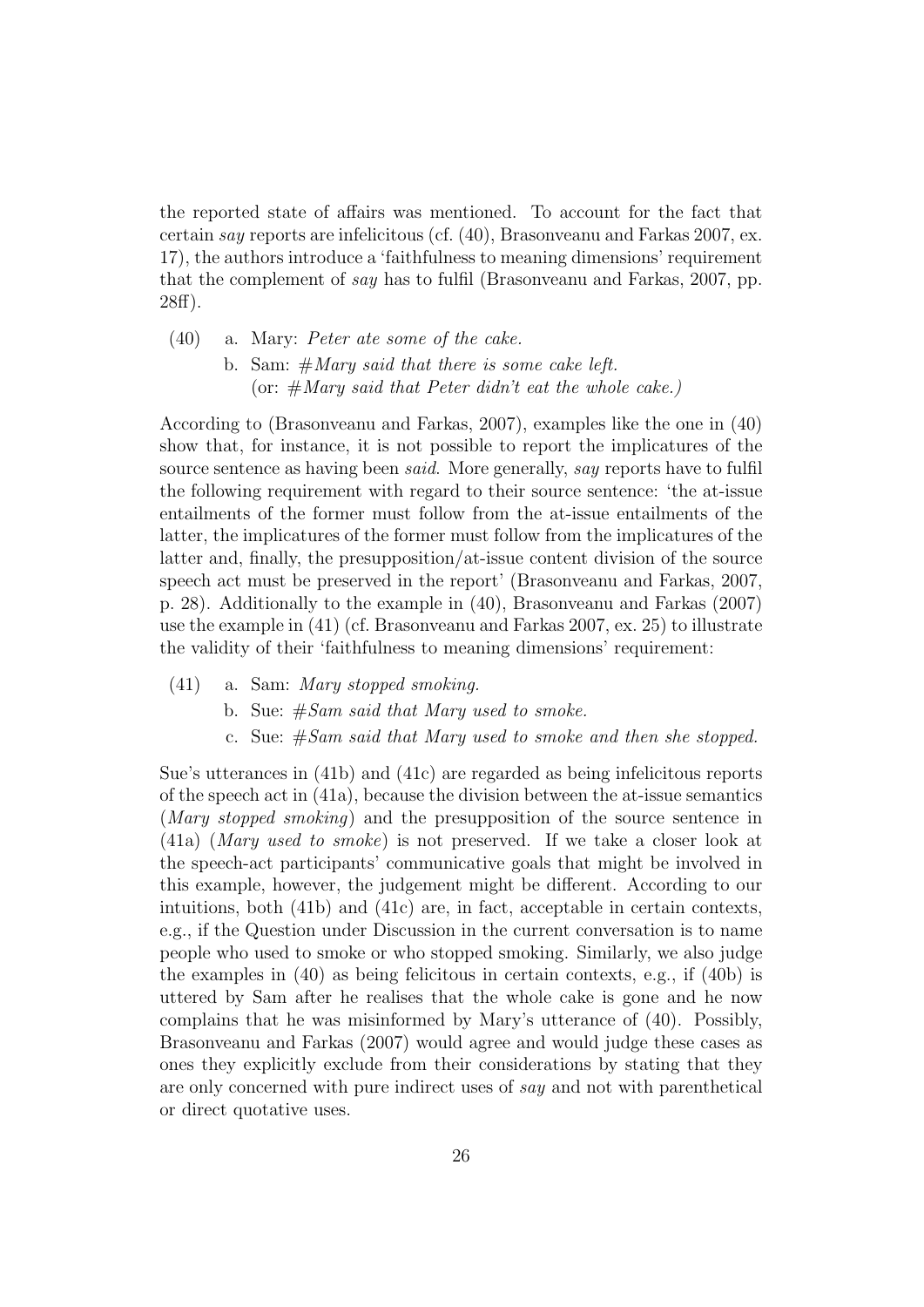the reported state of affairs was mentioned. To account for the fact that certain *say* reports are infelicitous (cf. (40), Brasonveanu and Farkas 2007, ex. 17), the authors introduce a 'faithfulness to meaning dimensions' requirement that the complement of *say* has to fulfil (Brasonveanu and Farkas, 2007, pp. 28ff).

(40) a. Mary: *Peter ate some of the cake.*
  b. Sam: #*Mary said that there is some cake left.*
  (or: #*Mary said that Peter didn't eat the whole cake.*)

According to (Brasonveanu and Farkas, 2007), examples like the one in (40) show that, for instance, it is not possible to report the implicatures of the source sentence as having been *said*. More generally, *say* reports have to fulfil the following requirement with regard to their source sentence: 'the at-issue entailments of the former must follow from the at-issue entailments of the latter, the implicatures of the former must follow from the implicatures of the latter and, finally, the presupposition/at-issue content division of the source speech act must be preserved in the report' (Brasonveanu and Farkas, 2007, p. 28). Additionally to the example in (40), Brasonveanu and Farkas (2007) use the example in (41) (cf. Brasonveanu and Farkas 2007, ex. 25) to illustrate the validity of their 'faithfulness to meaning dimensions' requirement:

(41) a. Sam: *Mary stopped smoking.*
  b. Sue: #*Sam said that Mary used to smoke.*
  c. Sue: #*Sam said that Mary used to smoke and then she stopped.*

Sue's utterances in (41b) and (41c) are regarded as being infelicitous reports of the speech act in (41a), because the division between the at-issue semantics (*Mary stopped smoking*) and the presupposition of the source sentence in (41a) (*Mary used to smoke*) is not preserved. If we take a closer look at the speech-act participants' communicative goals that might be involved in this example, however, the judgement might be different. According to our intuitions, both (41b) and (41c) are, in fact, acceptable in certain contexts, e.g., if the Question under Discussion in the current conversation is to name people who used to smoke or who stopped smoking. Similarly, we also judge the examples in (40) as being felicitous in certain contexts, e.g., if (40b) is uttered by Sam after he realises that the whole cake is gone and he now complains that he was misinformed by Mary's utterance of (40). Possibly, Brasonveanu and Farkas (2007) would agree and would judge these cases as ones they explicitly exclude from their considerations by stating that they are only concerned with pure indirect uses of *say* and not with parenthetical or direct quotative uses.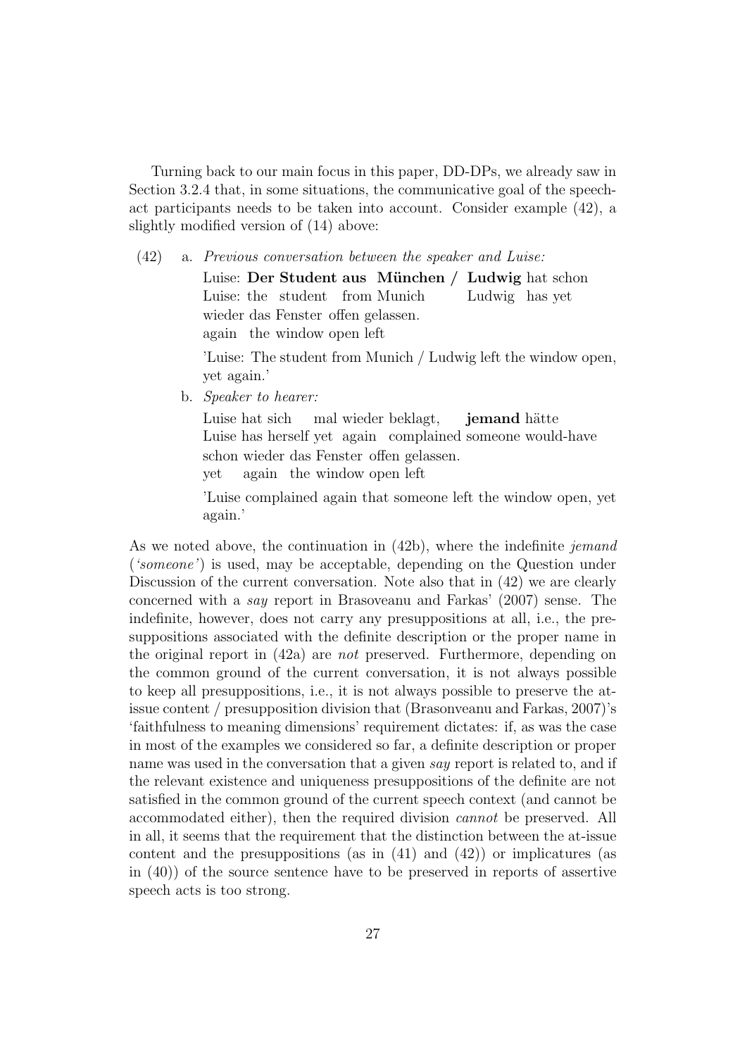Turning back to our main focus in this paper, DD-DPs, we already saw in Section 3.2.4 that, in some situations, the communicative goal of the speech-act participants needs to be taken into account. Consider example (42), a slightly modified version of (14) above:

(42) a. *Previous conversation between the speaker and Luise:*

Luise: **Der Student aus München / Ludwig** hat schon wieder das Fenster offen gelassen.
Luise: the student from Munich / Ludwig has yet again the window open left

'Luise: The student from Munich / Ludwig left the window open, yet again.'

b. *Speaker to hearer:*

Luise hat sich mal wieder beklagt, **jemand** hätte schon wieder das Fenster offen gelassen.
Luise has herself yet again complained someone would-have yet again the window open left

'Luise complained again that someone left the window open, yet again.'

As we noted above, the continuation in (42b), where the indefinite *jemand* (*'someone'*) is used, may be acceptable, depending on the Question under Discussion of the current conversation. Note also that in (42) we are clearly concerned with a *say* report in Brasoveanu and Farkas' (2007) sense. The indefinite, however, does not carry any presuppositions at all, i.e., the presuppositions associated with the definite description or the proper name in the original report in (42a) are *not* preserved. Furthermore, depending on the common ground of the current conversation, it is not always possible to keep all presuppositions, i.e., it is not always possible to preserve the at-issue content / presupposition division that (Brasonveanu and Farkas, 2007)'s 'faithfulness to meaning dimensions' requirement dictates: if, as was the case in most of the examples we considered so far, a definite description or proper name was used in the conversation that a given *say* report is related to, and if the relevant existence and uniqueness presuppositions of the definite are not satisfied in the common ground of the current speech context (and cannot be accommodated either), then the required division *cannot* be preserved. All in all, it seems that the requirement that the distinction between the at-issue content and the presuppositions (as in (41) and (42)) or implicatures (as in (40)) of the source sentence have to be preserved in reports of assertive speech acts is too strong.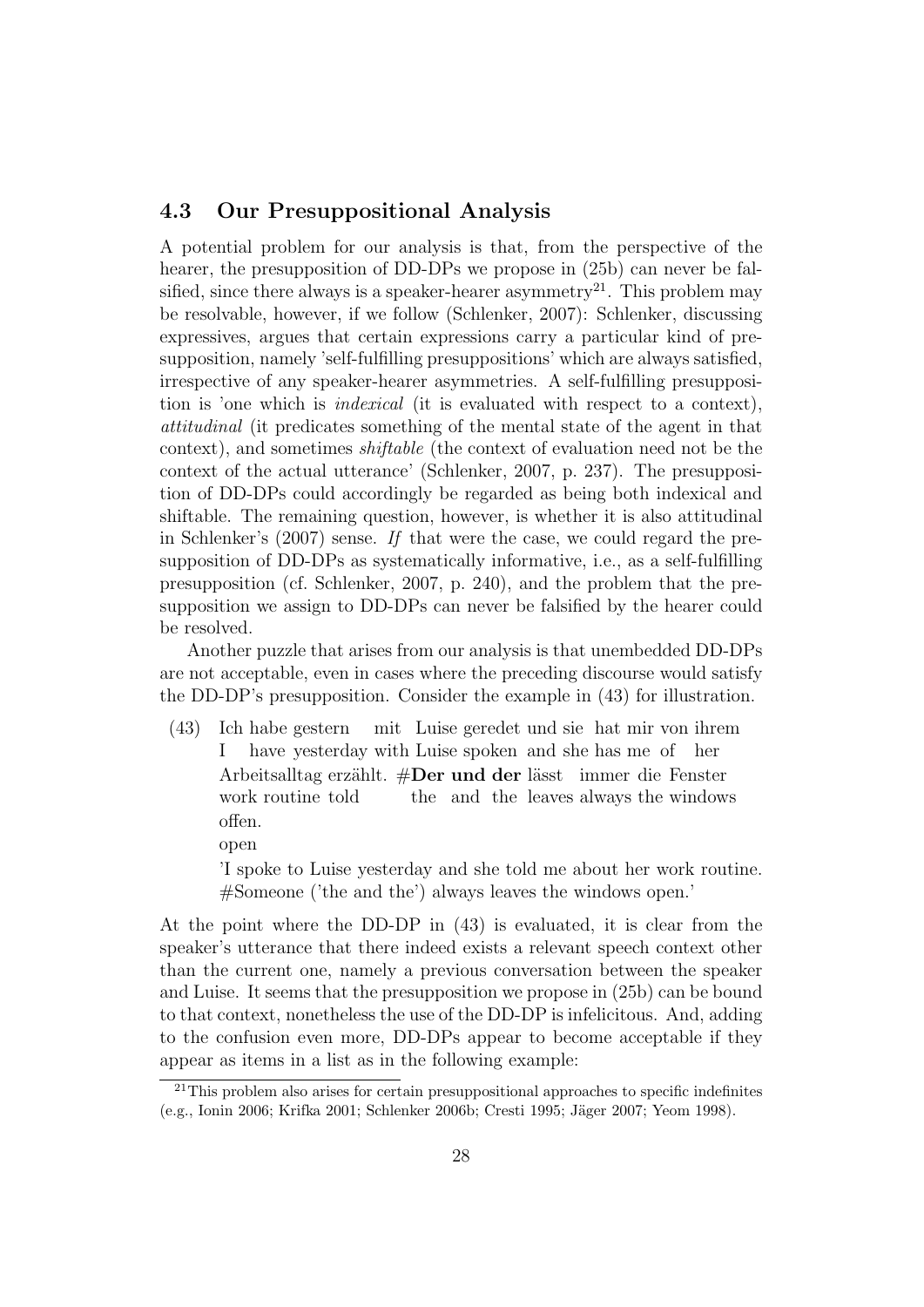### 4.3 Our Presuppositional Analysis

A potential problem for our analysis is that, from the perspective of the hearer, the presupposition of DD-DPs we propose in (25b) can never be falsified, since there always is a speaker-hearer asymmetry[21]. This problem may be resolvable, however, if we follow (Schlenker, 2007): Schlenker, discussing expressives, argues that certain expressions carry a particular kind of presupposition, namely 'self-fulfilling presuppositions' which are always satisfied, irrespective of any speaker-hearer asymmetries. A self-fulfilling presupposition is 'one which is *indexical* (it is evaluated with respect to a context), *attitudinal* (it predicates something of the mental state of the agent in that context), and sometimes *shiftable* (the context of evaluation need not be the context of the actual utterance' (Schlenker, 2007, p. 237). The presupposition of DD-DPs could accordingly be regarded as being both indexical and shiftable. The remaining question, however, is whether it is also attitudinal in Schlenker's (2007) sense. *If* that were the case, we could regard the presupposition of DD-DPs as systematically informative, i.e., as a self-fulfilling presupposition (cf. Schlenker, 2007, p. 240), and the problem that the presupposition we assign to DD-DPs can never be falsified by the hearer could be resolved.

Another puzzle that arises from our analysis is that unembedded DD-DPs are not acceptable, even in cases where the preceding discourse would satisfy the DD-DP's presupposition. Consider the example in (43) for illustration.

(43) Ich habe gestern mit Luise geredet und sie hat mir von ihrem Arbeitsalltag erzählt. #**Der und der** lässt immer die Fenster offen.
I have yesterday with Luise spoken and she has me of her work routine told the and the leaves always the windows open
'I spoke to Luise yesterday and she told me about her work routine. #Someone ('the and the') always leaves the windows open.'

At the point where the DD-DP in (43) is evaluated, it is clear from the speaker's utterance that there indeed exists a relevant speech context other than the current one, namely a previous conversation between the speaker and Luise. It seems that the presupposition we propose in (25b) can be bound to that context, nonetheless the use of the DD-DP is infelicitous. And, adding to the confusion even more, DD-DPs appear to become acceptable if they appear as items in a list as in the following example:

[21] This problem also arises for certain presuppositional approaches to specific indefinites (e.g., Ionin 2006; Krifka 2001; Schlenker 2006b; Cresti 1995; Jäger 2007; Yeom 1998).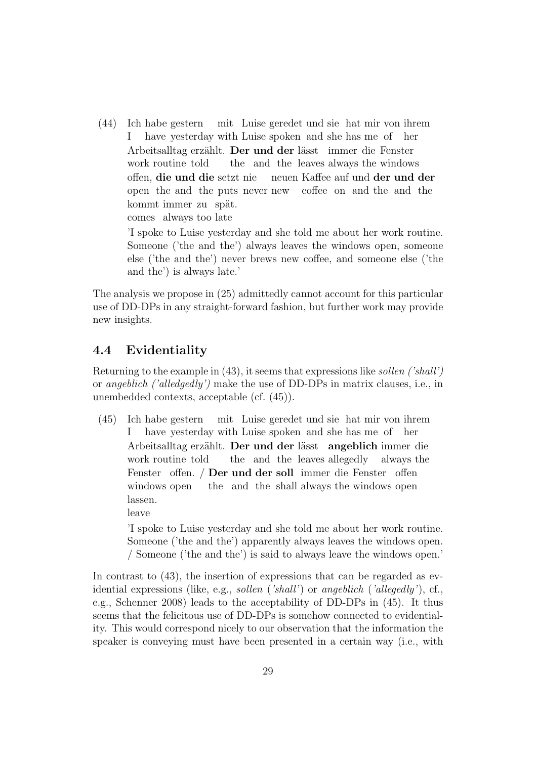(44) Ich habe gestern mit Luise geredet und sie hat mir von ihrem
I have yesterday with Luise spoken and she has me of her
Arbeitsalltag erzählt. **Der und der** lässt immer die Fenster
work routine told the and the leaves always the windows
offen, **die und die** setzt nie neuen Kaffee auf und **der und der**
open the and the puts never new coffee on and the and the
kommt immer zu spät.
comes always too late

'I spoke to Luise yesterday and she told me about her work routine. Someone ('the and the') always leaves the windows open, someone else ('the and the') never brews new coffee, and someone else ('the and the') is always late.'

The analysis we propose in (25) admittedly cannot account for this particular use of DD-DPs in any straight-forward fashion, but further work may provide new insights.

## 4.4 Evidentiality

Returning to the example in (43), it seems that expressions like *sollen ('shall')* or *angeblich ('alledgedly')* make the use of DD-DPs in matrix clauses, i.e., in unembedded contexts, acceptable (cf. (45)).

(45) Ich habe gestern mit Luise geredet und sie hat mir von ihrem
I have yesterday with Luise spoken and she has me of her
Arbeitsalltag erzählt. **Der und der** lässt **angeblich** immer die
work routine told the and the leaves allegedly always the
Fenster offen. / **Der und der soll** immer die Fenster offen
windows open the and the shall always the windows open
lassen.
leave

'I spoke to Luise yesterday and she told me about her work routine. Someone ('the and the') apparently always leaves the windows open. / Someone ('the and the') is said to always leave the windows open.'

In contrast to (43), the insertion of expressions that can be regarded as evidential expressions (like, e.g., *sollen* (*'shall'*) or *angeblich* (*'allegedly'*), cf., e.g., Schenner 2008) leads to the acceptability of DD-DPs in (45). It thus seems that the felicitous use of DD-DPs is somehow connected to evidentiality. This would correspond nicely to our observation that the information the speaker is conveying must have been presented in a certain way (i.e., with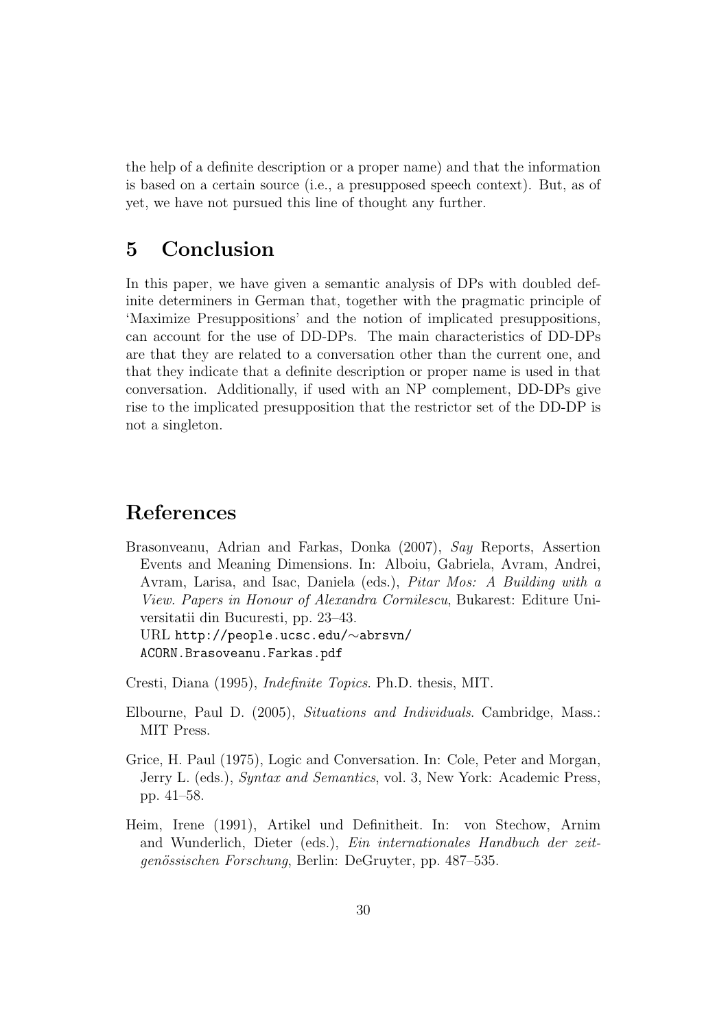the help of a definite description or a proper name) and that the information is based on a certain source (i.e., a presupposed speech context). But, as of yet, we have not pursued this line of thought any further.

## 5 Conclusion

In this paper, we have given a semantic analysis of DPs with doubled definite determiners in German that, together with the pragmatic principle of 'Maximize Presuppositions' and the notion of implicated presuppositions, can account for the use of DD-DPs. The main characteristics of DD-DPs are that they are related to a conversation other than the current one, and that they indicate that a definite description or proper name is used in that conversation. Additionally, if used with an NP complement, DD-DPs give rise to the implicated presupposition that the restrictor set of the DD-DP is not a singleton.

## References

Brasonveanu, Adrian and Farkas, Donka (2007), *Say* Reports, Assertion Events and Meaning Dimensions. In: Alboiu, Gabriela, Avram, Andrei, Avram, Larisa, and Isac, Daniela (eds.), *Pitar Mos: A Building with a View. Papers in Honour of Alexandra Cornilescu*, Bukarest: Editure Universitatii din Bucuresti, pp. 23–43.
URL http://people.ucsc.edu/∼abrsvn/ACORN.Brasoveanu.Farkas.pdf

Cresti, Diana (1995), *Indefinite Topics*. Ph.D. thesis, MIT.

Elbourne, Paul D. (2005), *Situations and Individuals*. Cambridge, Mass.: MIT Press.

Grice, H. Paul (1975), Logic and Conversation. In: Cole, Peter and Morgan, Jerry L. (eds.), *Syntax and Semantics*, vol. 3, New York: Academic Press, pp. 41–58.

Heim, Irene (1991), Artikel und Definitheit. In: von Stechow, Arnim and Wunderlich, Dieter (eds.), *Ein internationales Handbuch der zeitgenössischen Forschung*, Berlin: DeGruyter, pp. 487–535.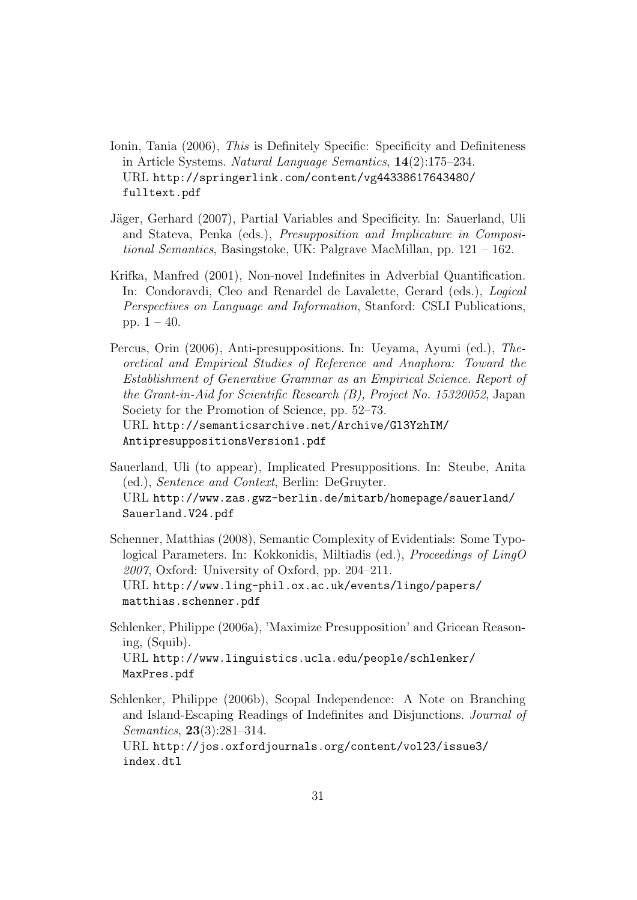Ionin, Tania (2006), *This* is Definitely Specific: Specificity and Definiteness in Article Systems. *Natural Language Semantics*, **14**(2):175–234. URL http://springerlink.com/content/vg44338617643480/fulltext.pdf

Jäger, Gerhard (2007), Partial Variables and Specificity. In: Sauerland, Uli and Stateva, Penka (eds.), *Presupposition and Implicature in Compositional Semantics*, Basingstoke, UK: Palgrave MacMillan, pp. 121 – 162.

Krifka, Manfred (2001), Non-novel Indefinites in Adverbial Quantification. In: Condoravdi, Cleo and Renardel de Lavalette, Gerard (eds.), *Logical Perspectives on Language and Information*, Stanford: CSLI Publications, pp. 1 – 40.

Percus, Orin (2006), Anti-presuppositions. In: Ueyama, Ayumi (ed.), *Theoretical and Empirical Studies of Reference and Anaphora: Toward the Establishment of Generative Grammar as an Empirical Science. Report of the Grant-in-Aid for Scientific Research (B), Project No. 15320052*, Japan Society for the Promotion of Science, pp. 52–73. URL http://semanticsarchive.net/Archive/Gl3YzhIM/AntipresuppositionsVersion1.pdf

Sauerland, Uli (to appear), Implicated Presuppositions. In: Steube, Anita (ed.), *Sentence and Context*, Berlin: DeGruyter. URL http://www.zas.gwz-berlin.de/mitarb/homepage/sauerland/Sauerland.V24.pdf

Schenner, Matthias (2008), Semantic Complexity of Evidentials: Some Typological Parameters. In: Kokkonidis, Miltiadis (ed.), *Proceedings of LingO 2007*, Oxford: University of Oxford, pp. 204–211. URL http://www.ling-phil.ox.ac.uk/events/lingo/papers/matthias.schenner.pdf

Schlenker, Philippe (2006a), 'Maximize Presupposition' and Gricean Reasoning, (Squib). URL http://www.linguistics.ucla.edu/people/schlenker/MaxPres.pdf

Schlenker, Philippe (2006b), Scopal Independence: A Note on Branching and Island-Escaping Readings of Indefinites and Disjunctions. *Journal of Semantics*, **23**(3):281–314. URL http://jos.oxfordjournals.org/content/vol23/issue3/index.dtl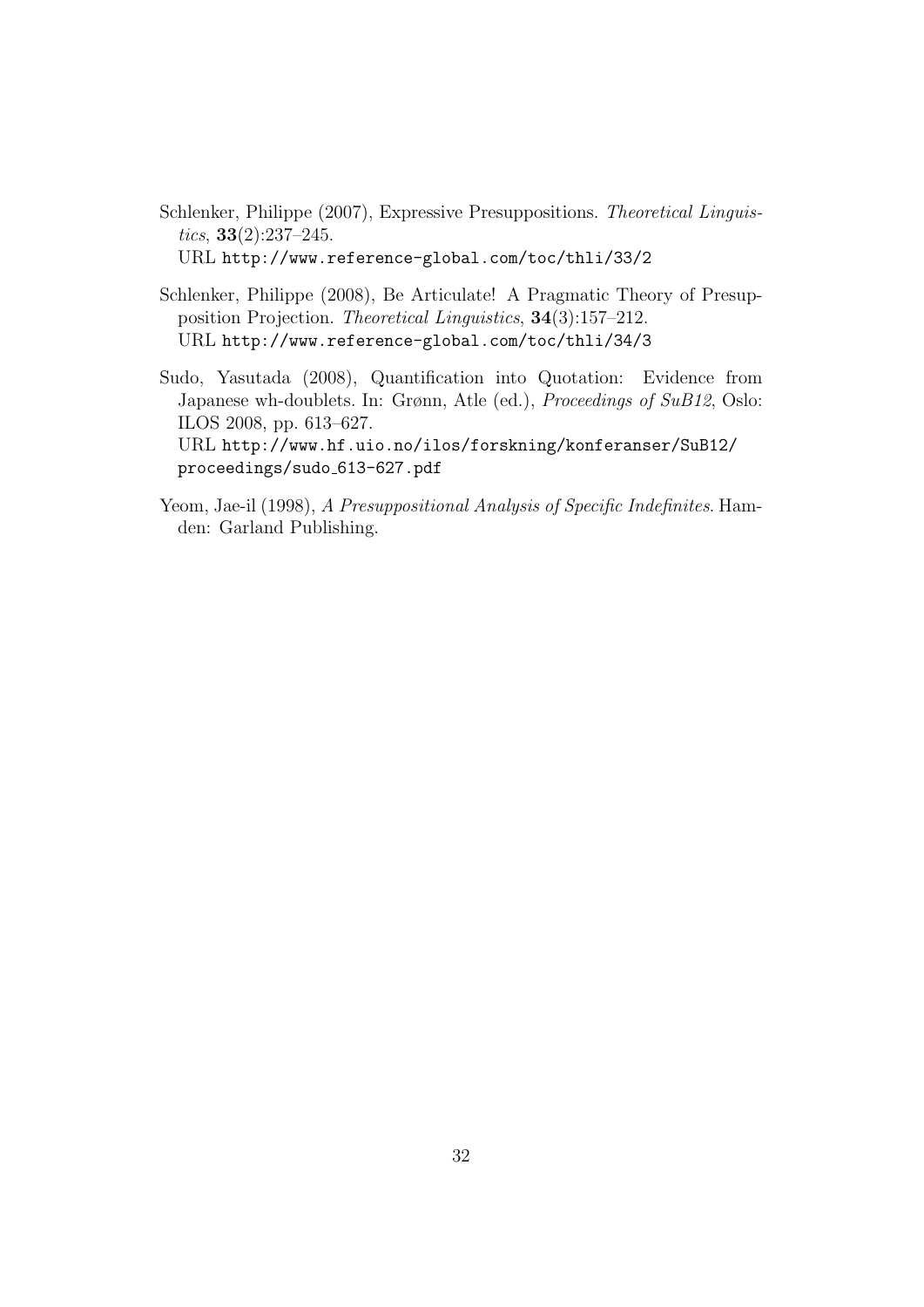Schlenker, Philippe (2007), Expressive Presuppositions. *Theoretical Linguistics*, **33**(2):237–245.
URL http://www.reference-global.com/toc/thli/33/2

Schlenker, Philippe (2008), Be Articulate! A Pragmatic Theory of Presupposition Projection. *Theoretical Linguistics*, **34**(3):157–212.
URL http://www.reference-global.com/toc/thli/34/3

Sudo, Yasutada (2008), Quantification into Quotation: Evidence from Japanese wh-doublets. In: Grønn, Atle (ed.), *Proceedings of SuB12*, Oslo: ILOS 2008, pp. 613–627.
URL http://www.hf.uio.no/ilos/forskning/konferanser/SuB12/proceedings/sudo_613-627.pdf

Yeom, Jae-il (1998), *A Presuppositional Analysis of Specific Indefinites*. Hamden: Garland Publishing.